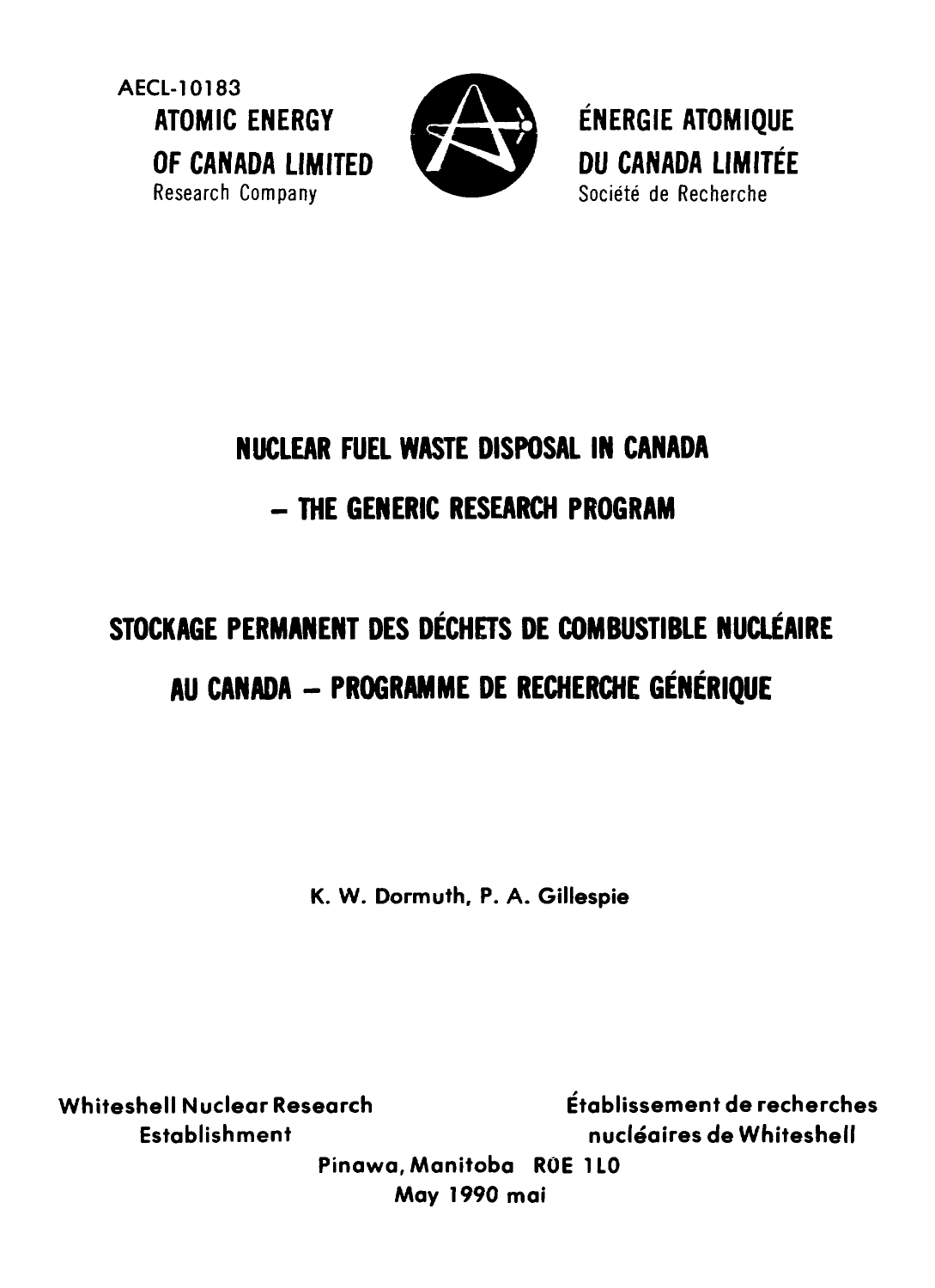AECL-10183

**ATOMIC ENERGY OF CANADA LIMITED**
Research Company

**ÉNERGIE ATOMIQUE DU CANADA LIMITÉE**
Société de Recherche

# NUCLEAR FUEL WASTE DISPOSAL IN CANADA – THE GENERIC RESEARCH PROGRAM

# STOCKAGE PERMANENT DES DÉCHETS DE COMBUSTIBLE NUCLÉAIRE AU CANADA – PROGRAMME DE RECHERCHE GÉNÉRIQUE

K. W. Dormuth, P. A. Gillespie

Whiteshell Nuclear Research Establishment

Établissement de recherches nucléaires de Whiteshell

Pinawa, Manitoba R0E 1L0

May 1990 mai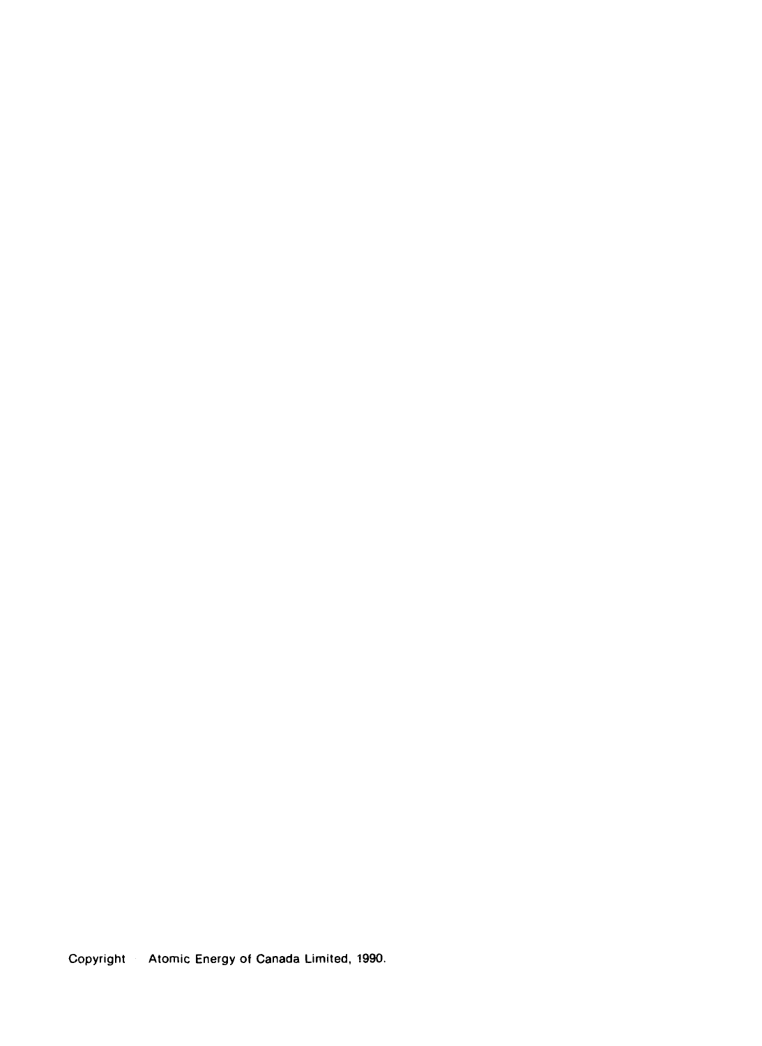Copyright Atomic Energy of Canada Limited, 1990.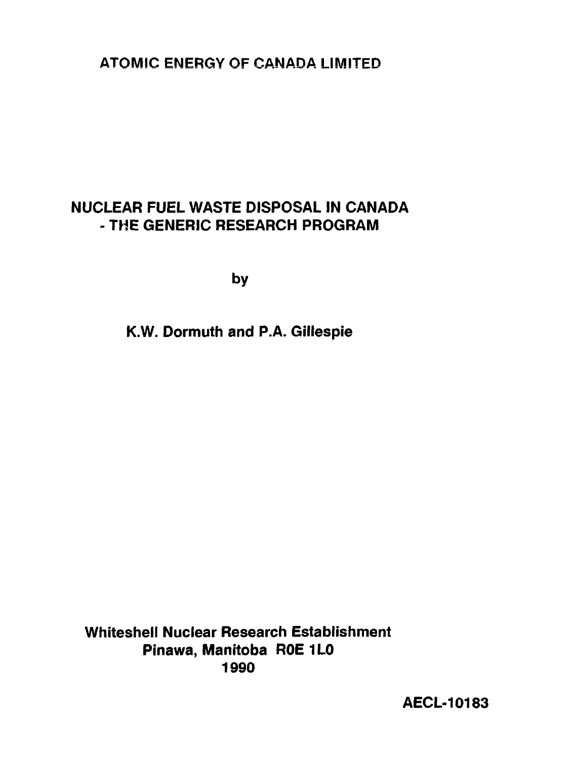ATOMIC ENERGY OF CANADA LIMITED

# NUCLEAR FUEL WASTE DISPOSAL IN CANADA - THE GENERIC RESEARCH PROGRAM

by

**K.W. Dormuth and P.A. Gillespie**

**Whiteshell Nuclear Research Establishment**
**Pinawa, Manitoba R0E 1L0**
**1990**

**AECL-10183**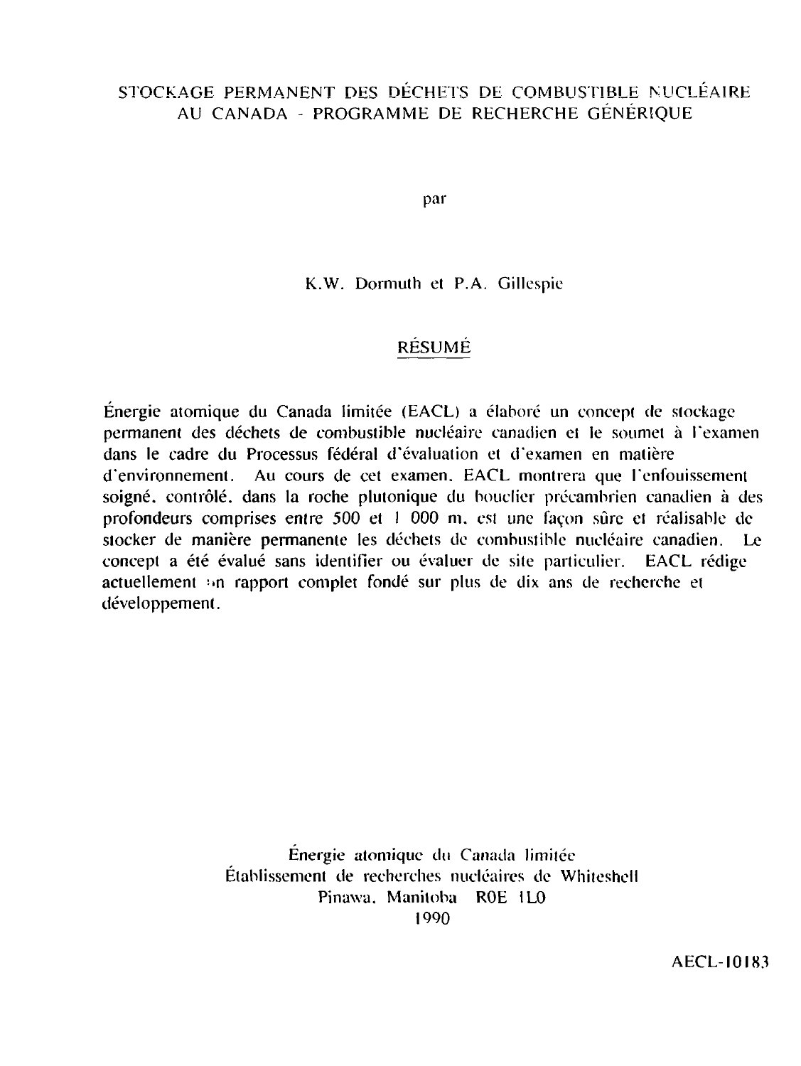# STOCKAGE PERMANENT DES DÉCHETS DE COMBUSTIBLE NUCLÉAIRE AU CANADA - PROGRAMME DE RECHERCHE GÉNÉRIQUE

par

K.W. Dormuth et P.A. Gillespie

## RÉSUMÉ

Énergie atomique du Canada limitée (EACL) a élaboré un concept de stockage permanent des déchets de combustible nucléaire canadien et le soumet à l'examen dans le cadre du Processus fédéral d'évaluation et d'examen en matière d'environnement. Au cours de cet examen, EACL montrera que l'enfouissement soigné, contrôlé, dans la roche plutonique du bouclier précambrien canadien à des profondeurs comprises entre 500 et 1 000 m, est une façon sûre et réalisable de stocker de manière permanente les déchets de combustible nucléaire canadien. Le concept a été évalué sans identifier ou évaluer de site particulier. EACL rédige actuellement un rapport complet fondé sur plus de dix ans de recherche et développement.

Énergie atomique du Canada limitée
Établissement de recherches nucléaires de Whiteshell
Pinawa, Manitoba R0E 1L0
1990

AECL-10183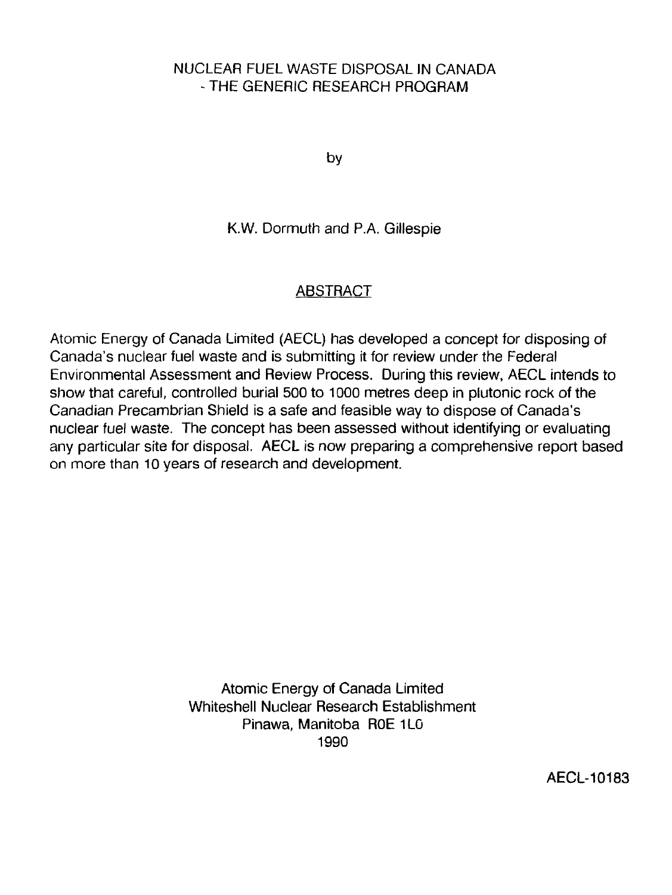# NUCLEAR FUEL WASTE DISPOSAL IN CANADA - THE GENERIC RESEARCH PROGRAM

by

K.W. Dormuth and P.A. Gillespie

## ABSTRACT

Atomic Energy of Canada Limited (AECL) has developed a concept for disposing of Canada's nuclear fuel waste and is submitting it for review under the Federal Environmental Assessment and Review Process. During this review, AECL intends to show that careful, controlled burial 500 to 1000 metres deep in plutonic rock of the Canadian Precambrian Shield is a safe and feasible way to dispose of Canada's nuclear fuel waste. The concept has been assessed without identifying or evaluating any particular site for disposal. AECL is now preparing a comprehensive report based on more than 10 years of research and development.

Atomic Energy of Canada Limited
Whiteshell Nuclear Research Establishment
Pinawa, Manitoba R0E 1L0
1990

AECL-10183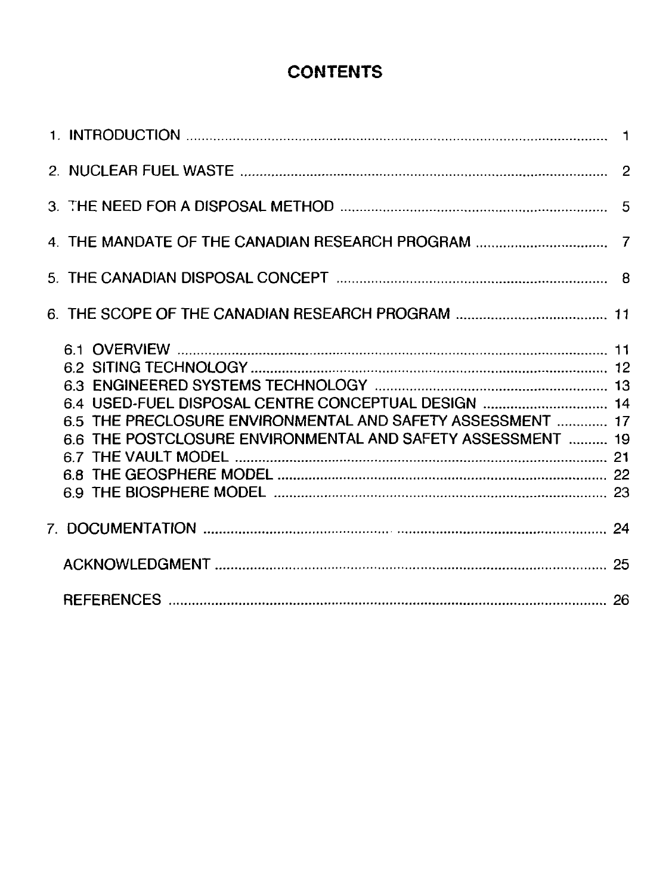# CONTENTS

1. INTRODUCTION ..... 1
2. NUCLEAR FUEL WASTE ..... 2
3. THE NEED FOR A DISPOSAL METHOD ..... 5
4. THE MANDATE OF THE CANADIAN RESEARCH PROGRAM ..... 7
5. THE CANADIAN DISPOSAL CONCEPT ..... 8
6. THE SCOPE OF THE CANADIAN RESEARCH PROGRAM ..... 11
   - 6.1 OVERVIEW ..... 11
   - 6.2 SITING TECHNOLOGY ..... 12
   - 6.3 ENGINEERED SYSTEMS TECHNOLOGY ..... 13
   - 6.4 USED-FUEL DISPOSAL CENTRE CONCEPTUAL DESIGN ..... 14
   - 6.5 THE PRECLOSURE ENVIRONMENTAL AND SAFETY ASSESSMENT ..... 17
   - 6.6 THE POSTCLOSURE ENVIRONMENTAL AND SAFETY ASSESSMENT ..... 19
   - 6.7 THE VAULT MODEL ..... 21
   - 6.8 THE GEOSPHERE MODEL ..... 22
   - 6.9 THE BIOSPHERE MODEL ..... 23
7. DOCUMENTATION ..... 24

ACKNOWLEDGMENT ..... 25

REFERENCES ..... 26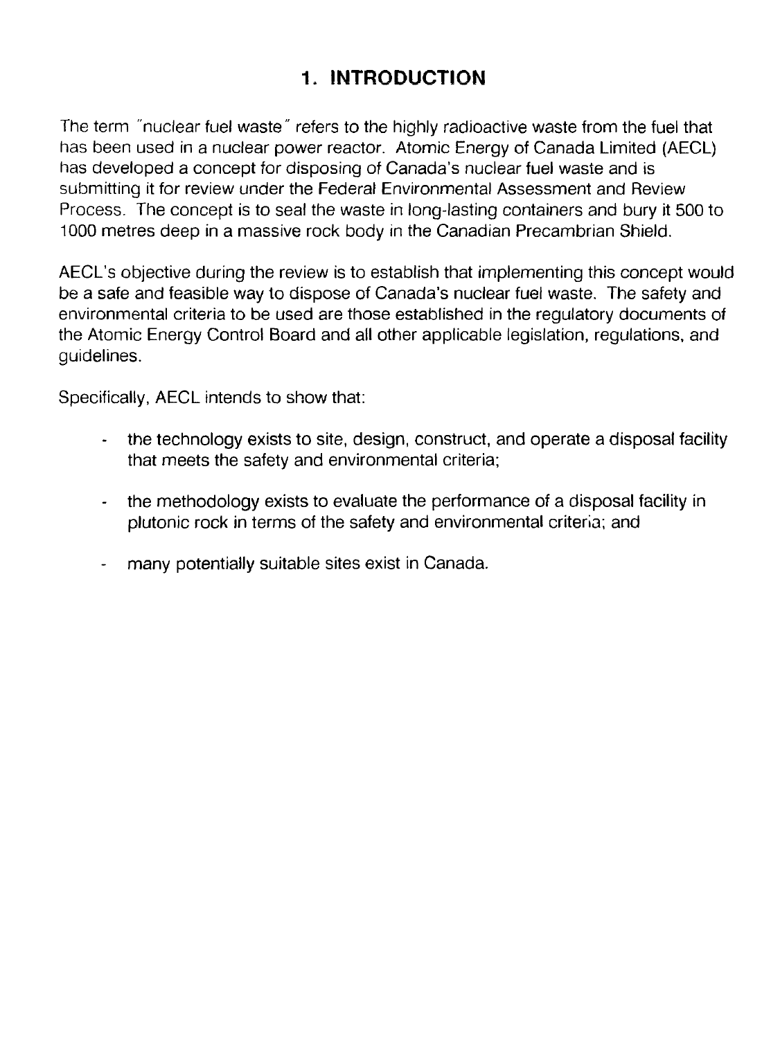# 1. INTRODUCTION

The term "nuclear fuel waste" refers to the highly radioactive waste from the fuel that has been used in a nuclear power reactor. Atomic Energy of Canada Limited (AECL) has developed a concept for disposing of Canada's nuclear fuel waste and is submitting it for review under the Federal Environmental Assessment and Review Process. The concept is to seal the waste in long-lasting containers and bury it 500 to 1000 metres deep in a massive rock body in the Canadian Precambrian Shield.

AECL's objective during the review is to establish that implementing this concept would be a safe and feasible way to dispose of Canada's nuclear fuel waste. The safety and environmental criteria to be used are those established in the regulatory documents of the Atomic Energy Control Board and all other applicable legislation, regulations, and guidelines.

Specifically, AECL intends to show that:

- the technology exists to site, design, construct, and operate a disposal facility that meets the safety and environmental criteria;
- the methodology exists to evaluate the performance of a disposal facility in plutonic rock in terms of the safety and environmental criteria; and
- many potentially suitable sites exist in Canada.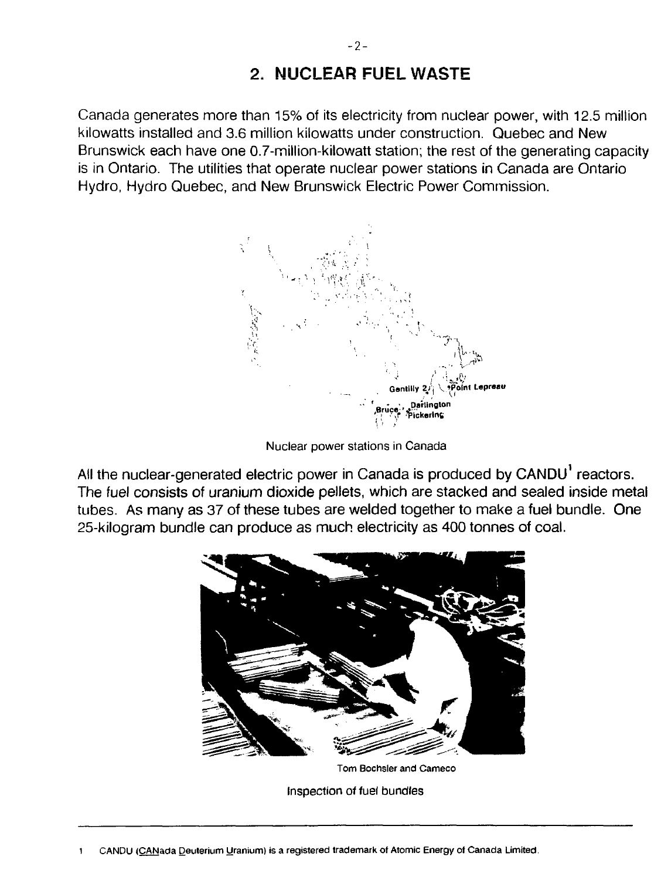## 2. NUCLEAR FUEL WASTE

Canada generates more than 15% of its electricity from nuclear power, with 12.5 million kilowatts installed and 3.6 million kilowatts under construction. Quebec and New Brunswick each have one 0.7-million-kilowatt station; the rest of the generating capacity is in Ontario. The utilities that operate nuclear power stations in Canada are Ontario Hydro, Hydro Quebec, and New Brunswick Electric Power Commission.

Nuclear power stations in Canada

All the nuclear-generated electric power in Canada is produced by CANDU[1] reactors. The fuel consists of uranium dioxide pellets, which are stacked and sealed inside metal tubes. As many as 37 of these tubes are welded together to make a fuel bundle. One 25-kilogram bundle can produce as much electricity as 400 tonnes of coal.

Tom Bochsler and Cameco

Inspection of fuel bundles

---

1 CANDU (CANada Deuterium Uranium) is a registered trademark of Atomic Energy of Canada Limited.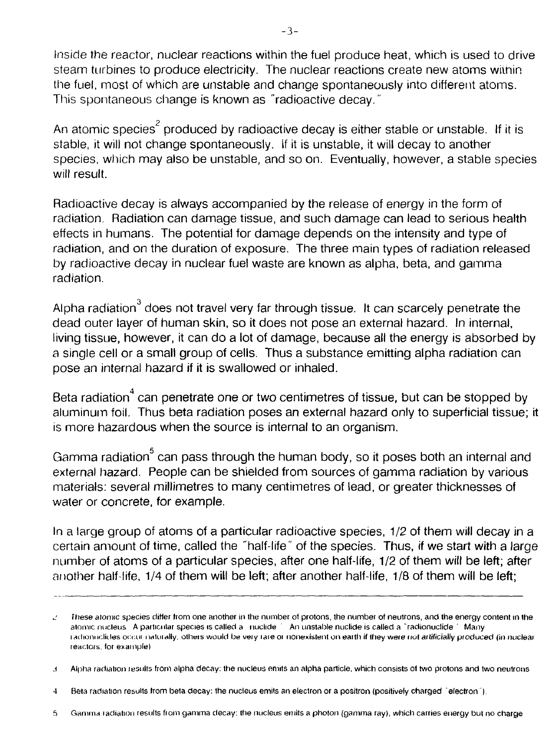Inside the reactor, nuclear reactions within the fuel produce heat, which is used to drive steam turbines to produce electricity. The nuclear reactions create new atoms within the fuel, most of which are unstable and change spontaneously into different atoms. This spontaneous change is known as "radioactive decay."

An atomic species[2] produced by radioactive decay is either stable or unstable. If it is stable, it will not change spontaneously. If it is unstable, it will decay to another species, which may also be unstable, and so on. Eventually, however, a stable species will result.

Radioactive decay is always accompanied by the release of energy in the form of radiation. Radiation can damage tissue, and such damage can lead to serious health effects in humans. The potential for damage depends on the intensity and type of radiation, and on the duration of exposure. The three main types of radiation released by radioactive decay in nuclear fuel waste are known as alpha, beta, and gamma radiation.

Alpha radiation[3] does not travel very far through tissue. It can scarcely penetrate the dead outer layer of human skin, so it does not pose an external hazard. In internal, living tissue, however, it can do a lot of damage, because all the energy is absorbed by a single cell or a small group of cells. Thus a substance emitting alpha radiation can pose an internal hazard if it is swallowed or inhaled.

Beta radiation[4] can penetrate one or two centimetres of tissue, but can be stopped by aluminum foil. Thus beta radiation poses an external hazard only to superficial tissue; it is more hazardous when the source is internal to an organism.

Gamma radiation[5] can pass through the human body, so it poses both an internal and external hazard. People can be shielded from sources of gamma radiation by various materials: several millimetres to many centimetres of lead, or greater thicknesses of water or concrete, for example.

In a large group of atoms of a particular radioactive species, 1/2 of them will decay in a certain amount of time, called the "half-life" of the species. Thus, if we start with a large number of atoms of a particular species, after one half-life, 1/2 of them will be left; after another half-life, 1/4 of them will be left; after another half-life, 1/8 of them will be left;

---

2 These atomic species differ from one another in the number of protons, the number of neutrons, and the energy content in the atomic nucleus. A particular species is called a "nuclide." An unstable nuclide is called a "radionuclide." Many radionuclides occur naturally, others would be very rare or nonexistent on earth if they were not artificially produced (in nuclear reactors, for example).

3 Alpha radiation results from alpha decay: the nucleus emits an alpha particle, which consists of two protons and two neutrons.

4 Beta radiation results from beta decay: the nucleus emits an electron or a positron (positively charged "electron").

5 Gamma radiation results from gamma decay: the nucleus emits a photon (gamma ray), which carries energy but no charge.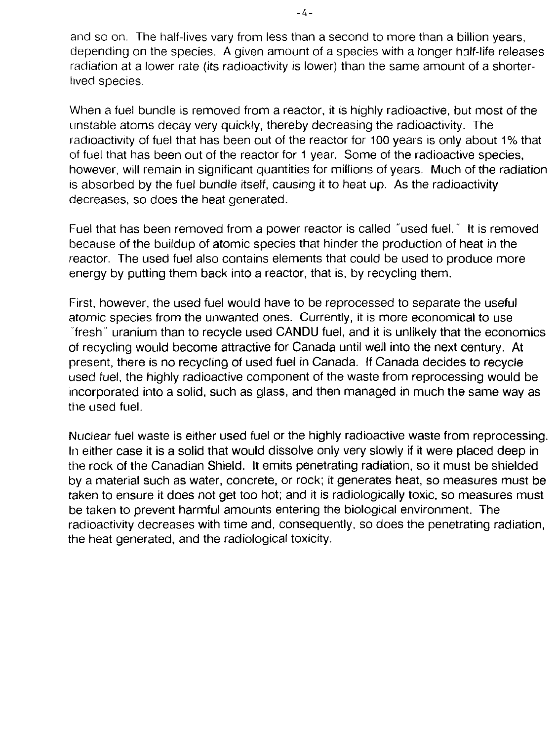and so on. The half-lives vary from less than a second to more than a billion years, depending on the species. A given amount of a species with a longer half-life releases radiation at a lower rate (its radioactivity is lower) than the same amount of a shorter-lived species.

When a fuel bundle is removed from a reactor, it is highly radioactive, but most of the unstable atoms decay very quickly, thereby decreasing the radioactivity. The radioactivity of fuel that has been out of the reactor for 100 years is only about 1% that of fuel that has been out of the reactor for 1 year. Some of the radioactive species, however, will remain in significant quantities for millions of years. Much of the radiation is absorbed by the fuel bundle itself, causing it to heat up. As the radioactivity decreases, so does the heat generated.

Fuel that has been removed from a power reactor is called "used fuel." It is removed because of the buildup of atomic species that hinder the production of heat in the reactor. The used fuel also contains elements that could be used to produce more energy by putting them back into a reactor, that is, by recycling them.

First, however, the used fuel would have to be reprocessed to separate the useful atomic species from the unwanted ones. Currently, it is more economical to use "fresh" uranium than to recycle used CANDU fuel, and it is unlikely that the economics of recycling would become attractive for Canada until well into the next century. At present, there is no recycling of used fuel in Canada. If Canada decides to recycle used fuel, the highly radioactive component of the waste from reprocessing would be incorporated into a solid, such as glass, and then managed in much the same way as the used fuel.

Nuclear fuel waste is either used fuel or the highly radioactive waste from reprocessing. In either case it is a solid that would dissolve only very slowly if it were placed deep in the rock of the Canadian Shield. It emits penetrating radiation, so it must be shielded by a material such as water, concrete, or rock; it generates heat, so measures must be taken to ensure it does not get too hot; and it is radiologically toxic, so measures must be taken to prevent harmful amounts entering the biological environment. The radioactivity decreases with time and, consequently, so does the penetrating radiation, the heat generated, and the radiological toxicity.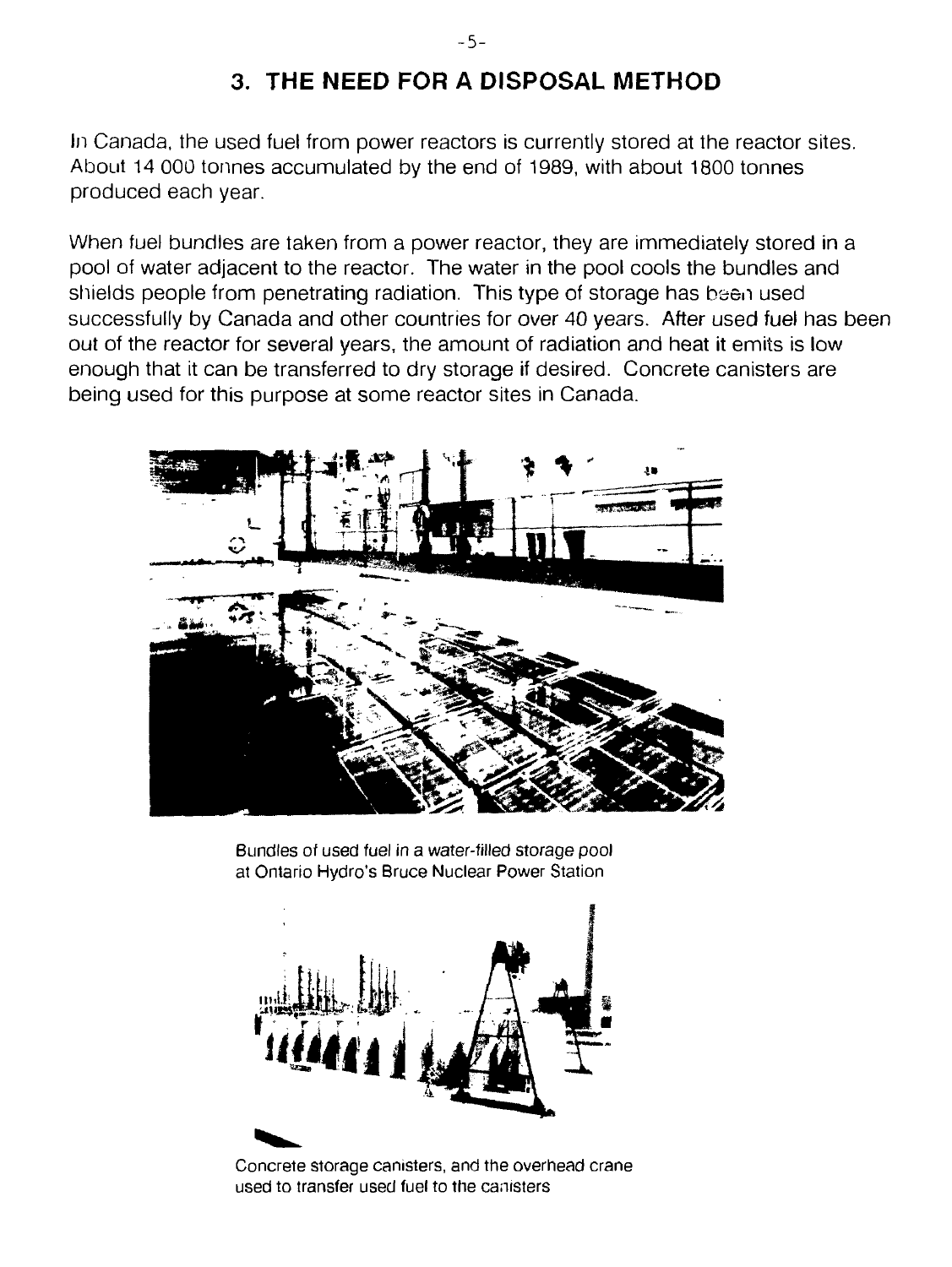# 3. THE NEED FOR A DISPOSAL METHOD

In Canada, the used fuel from power reactors is currently stored at the reactor sites. About 14 000 tonnes accumulated by the end of 1989, with about 1800 tonnes produced each year.

When fuel bundles are taken from a power reactor, they are immediately stored in a pool of water adjacent to the reactor. The water in the pool cools the bundles and shields people from penetrating radiation. This type of storage has been used successfully by Canada and other countries for over 40 years. After used fuel has been out of the reactor for several years, the amount of radiation and heat it emits is low enough that it can be transferred to dry storage if desired. Concrete canisters are being used for this purpose at some reactor sites in Canada.

Bundles of used fuel in a water-filled storage pool at Ontario Hydro's Bruce Nuclear Power Station

Concrete storage canisters, and the overhead crane used to transfer used fuel to the canisters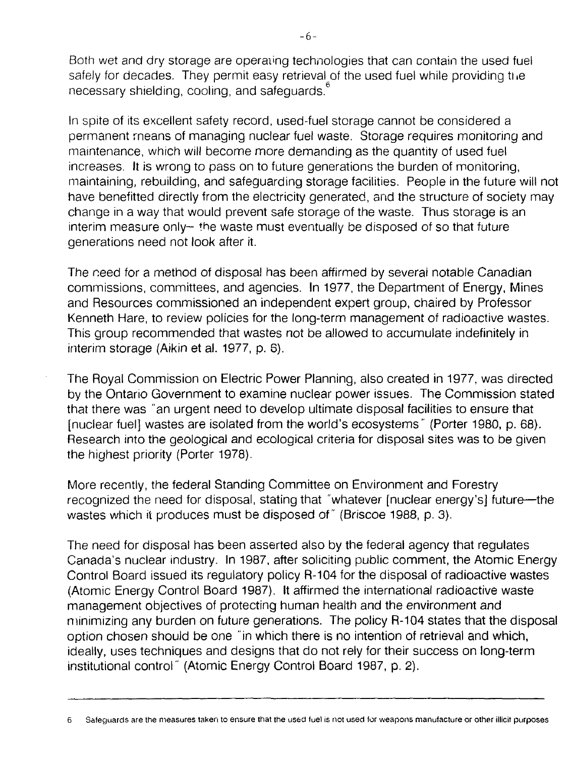Both wet and dry storage are operating technologies that can contain the used fuel safely for decades. They permit easy retrieval of the used fuel while providing the necessary shielding, cooling, and safeguards.[6]

In spite of its excellent safety record, used-fuel storage cannot be considered a permanent means of managing nuclear fuel waste. Storage requires monitoring and maintenance, which will become more demanding as the quantity of used fuel increases. It is wrong to pass on to future generations the burden of monitoring, maintaining, rebuilding, and safeguarding storage facilities. People in the future will not have benefitted directly from the electricity generated, and the structure of society may change in a way that would prevent safe storage of the waste. Thus storage is an interim measure only– the waste must eventually be disposed of so that future generations need not look after it.

The need for a method of disposal has been affirmed by several notable Canadian commissions, committees, and agencies. In 1977, the Department of Energy, Mines and Resources commissioned an independent expert group, chaired by Professor Kenneth Hare, to review policies for the long-term management of radioactive wastes. This group recommended that wastes not be allowed to accumulate indefinitely in interim storage (Aikin et al. 1977, p. 6).

The Royal Commission on Electric Power Planning, also created in 1977, was directed by the Ontario Government to examine nuclear power issues. The Commission stated that there was "an urgent need to develop ultimate disposal facilities to ensure that [nuclear fuel] wastes are isolated from the world's ecosystems" (Porter 1980, p. 68). Research into the geological and ecological criteria for disposal sites was to be given the highest priority (Porter 1978).

More recently, the federal Standing Committee on Environment and Forestry recognized the need for disposal, stating that "whatever [nuclear energy's] future—the wastes which it produces must be disposed of" (Briscoe 1988, p. 3).

The need for disposal has been asserted also by the federal agency that regulates Canada's nuclear industry. In 1987, after soliciting public comment, the Atomic Energy Control Board issued its regulatory policy R-104 for the disposal of radioactive wastes (Atomic Energy Control Board 1987). It affirmed the international radioactive waste management objectives of protecting human health and the environment and minimizing any burden on future generations. The policy R-104 states that the disposal option chosen should be one "in which there is no intention of retrieval and which, ideally, uses techniques and designs that do not rely for their success on long-term institutional control" (Atomic Energy Control Board 1987, p. 2).

---

6 Safeguards are the measures taken to ensure that the used fuel is not used for weapons manufacture or other illicit purposes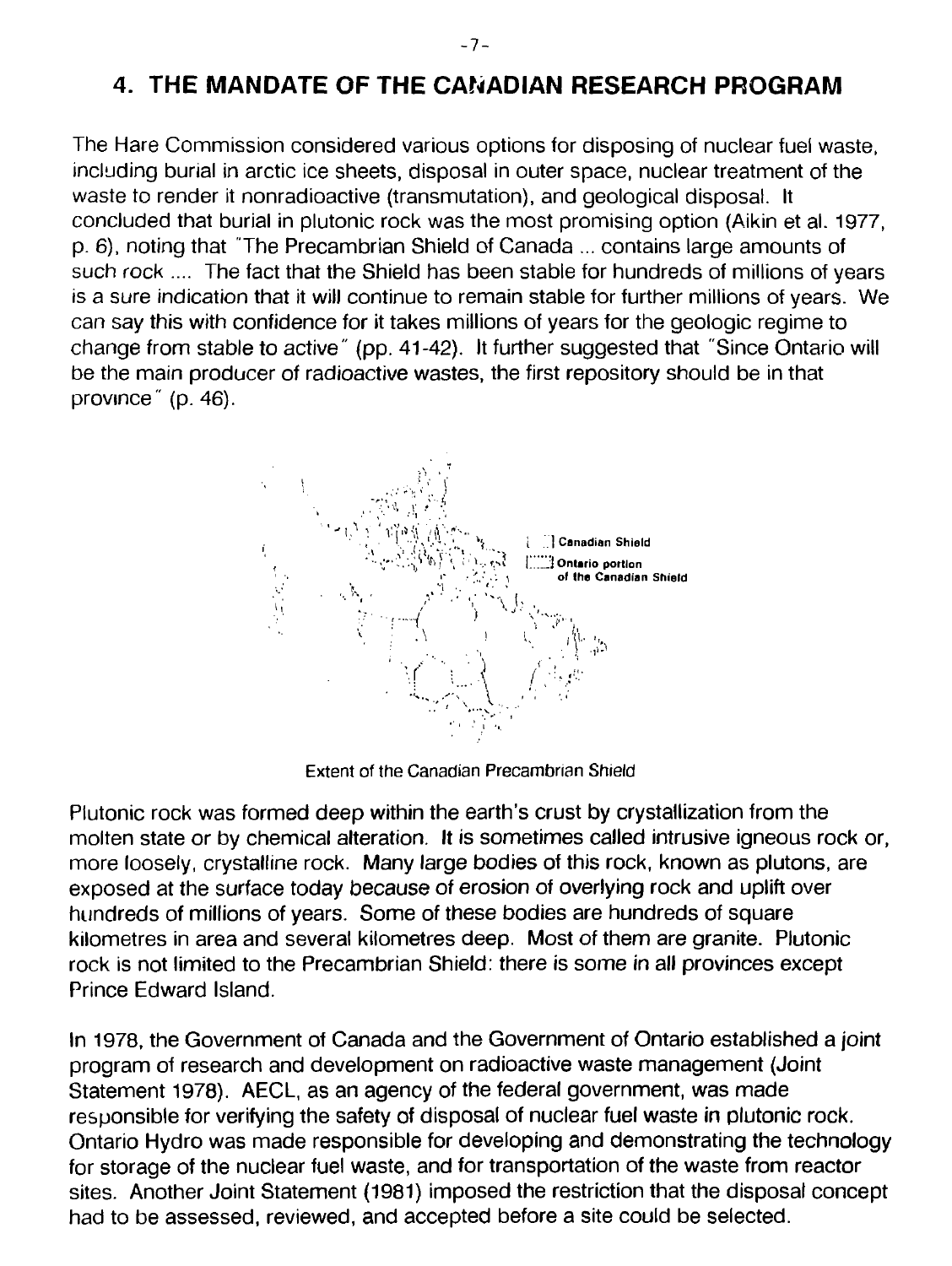## 4. THE MANDATE OF THE CANADIAN RESEARCH PROGRAM

The Hare Commission considered various options for disposing of nuclear fuel waste, including burial in arctic ice sheets, disposal in outer space, nuclear treatment of the waste to render it nonradioactive (transmutation), and geological disposal. It concluded that burial in plutonic rock was the most promising option (Aikin et al. 1977, p. 6), noting that "The Precambrian Shield of Canada ... contains large amounts of such rock .... The fact that the Shield has been stable for hundreds of millions of years is a sure indication that it will continue to remain stable for further millions of years. We can say this with confidence for it takes millions of years for the geologic regime to change from stable to active" (pp. 41-42). It further suggested that "Since Ontario will be the main producer of radioactive wastes, the first repository should be in that province" (p. 46).

Canadian Shield

Ontario portion of the Canadian Shield

Extent of the Canadian Precambrian Shield

Plutonic rock was formed deep within the earth's crust by crystallization from the molten state or by chemical alteration. It is sometimes called intrusive igneous rock or, more loosely, crystalline rock. Many large bodies of this rock, known as plutons, are exposed at the surface today because of erosion of overlying rock and uplift over hundreds of millions of years. Some of these bodies are hundreds of square kilometres in area and several kilometres deep. Most of them are granite. Plutonic rock is not limited to the Precambrian Shield: there is some in all provinces except Prince Edward Island.

In 1978, the Government of Canada and the Government of Ontario established a joint program of research and development on radioactive waste management (Joint Statement 1978). AECL, as an agency of the federal government, was made responsible for verifying the safety of disposal of nuclear fuel waste in plutonic rock. Ontario Hydro was made responsible for developing and demonstrating the technology for storage of the nuclear fuel waste, and for transportation of the waste from reactor sites. Another Joint Statement (1981) imposed the restriction that the disposal concept had to be assessed, reviewed, and accepted before a site could be selected.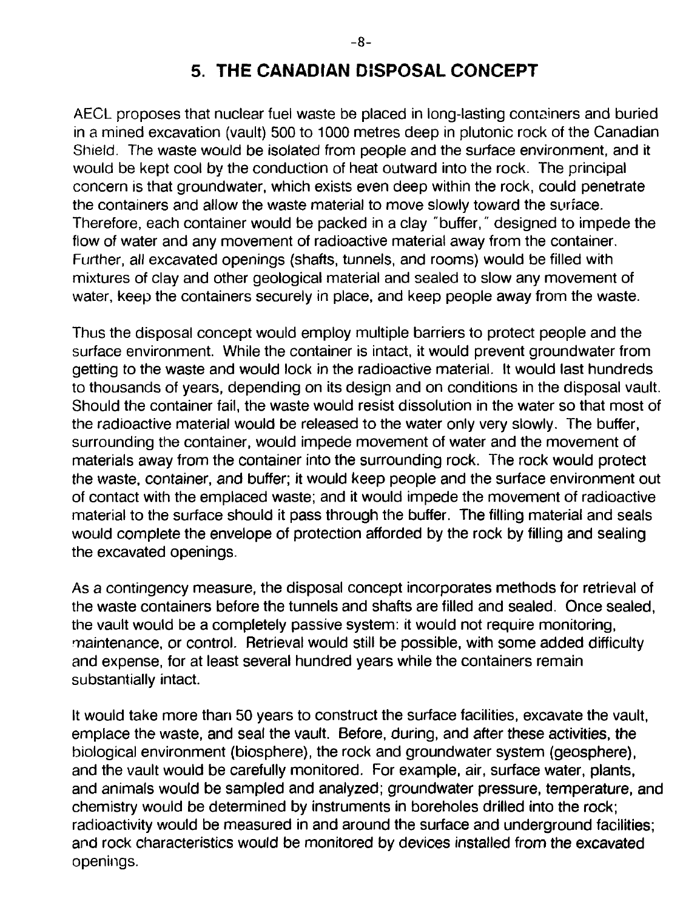## 5. THE CANADIAN DISPOSAL CONCEPT

AECL proposes that nuclear fuel waste be placed in long-lasting containers and buried in a mined excavation (vault) 500 to 1000 metres deep in plutonic rock of the Canadian Shield. The waste would be isolated from people and the surface environment, and it would be kept cool by the conduction of heat outward into the rock. The principal concern is that groundwater, which exists even deep within the rock, could penetrate the containers and allow the waste material to move slowly toward the surface. Therefore, each container would be packed in a clay "buffer," designed to impede the flow of water and any movement of radioactive material away from the container. Further, all excavated openings (shafts, tunnels, and rooms) would be filled with mixtures of clay and other geological material and sealed to slow any movement of water, keep the containers securely in place, and keep people away from the waste.

Thus the disposal concept would employ multiple barriers to protect people and the surface environment. While the container is intact, it would prevent groundwater from getting to the waste and would lock in the radioactive material. It would last hundreds to thousands of years, depending on its design and on conditions in the disposal vault. Should the container fail, the waste would resist dissolution in the water so that most of the radioactive material would be released to the water only very slowly. The buffer, surrounding the container, would impede movement of water and the movement of materials away from the container into the surrounding rock. The rock would protect the waste, container, and buffer; it would keep people and the surface environment out of contact with the emplaced waste; and it would impede the movement of radioactive material to the surface should it pass through the buffer. The filling material and seals would complete the envelope of protection afforded by the rock by filling and sealing the excavated openings.

As a contingency measure, the disposal concept incorporates methods for retrieval of the waste containers before the tunnels and shafts are filled and sealed. Once sealed, the vault would be a completely passive system: it would not require monitoring, maintenance, or control. Retrieval would still be possible, with some added difficulty and expense, for at least several hundred years while the containers remain substantially intact.

It would take more than 50 years to construct the surface facilities, excavate the vault, emplace the waste, and seal the vault. Before, during, and after these activities, the biological environment (biosphere), the rock and groundwater system (geosphere), and the vault would be carefully monitored. For example, air, surface water, plants, and animals would be sampled and analyzed; groundwater pressure, temperature, and chemistry would be determined by instruments in boreholes drilled into the rock; radioactivity would be measured in and around the surface and underground facilities; and rock characteristics would be monitored by devices installed from the excavated openings.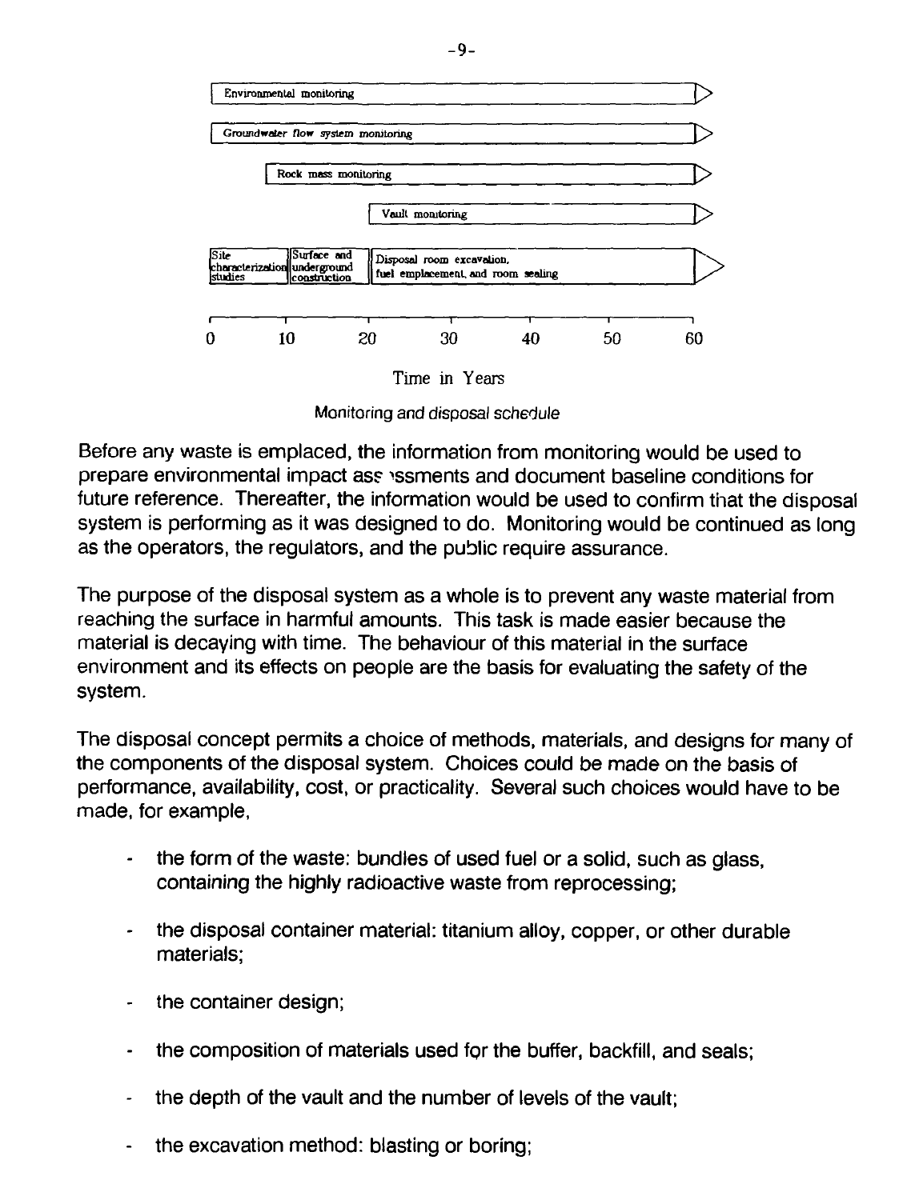| Activity | Time span |
|---|---|
| Environmental monitoring | 0 to 60+ years |
| Groundwater flow system monitoring | 0 to 60+ years |
| Rock mass monitoring | ~7 to 60+ years |
| Vault monitoring | ~20 to 60+ years |
| Site characterization studies | 0 to ~10 years |
| Surface and underground construction | ~10 to ~20 years |
| Disposal room excavation, fuel emplacement, and room sealing | ~20 to 60+ years |

Time in Years (axis: 0, 10, 20, 30, 40, 50, 60)

Monitoring and disposal schedule

Before any waste is emplaced, the information from monitoring would be used to prepare environmental impact assessments and document baseline conditions for future reference. Thereafter, the information would be used to confirm that the disposal system is performing as it was designed to do. Monitoring would be continued as long as the operators, the regulators, and the public require assurance.

The purpose of the disposal system as a whole is to prevent any waste material from reaching the surface in harmful amounts. This task is made easier because the material is decaying with time. The behaviour of this material in the surface environment and its effects on people are the basis for evaluating the safety of the system.

The disposal concept permits a choice of methods, materials, and designs for many of the components of the disposal system. Choices could be made on the basis of performance, availability, cost, or practicality. Several such choices would have to be made, for example,

- the form of the waste: bundles of used fuel or a solid, such as glass, containing the highly radioactive waste from reprocessing;
- the disposal container material: titanium alloy, copper, or other durable materials;
- the container design;
- the composition of materials used for the buffer, backfill, and seals;
- the depth of the vault and the number of levels of the vault;
- the excavation method: blasting or boring;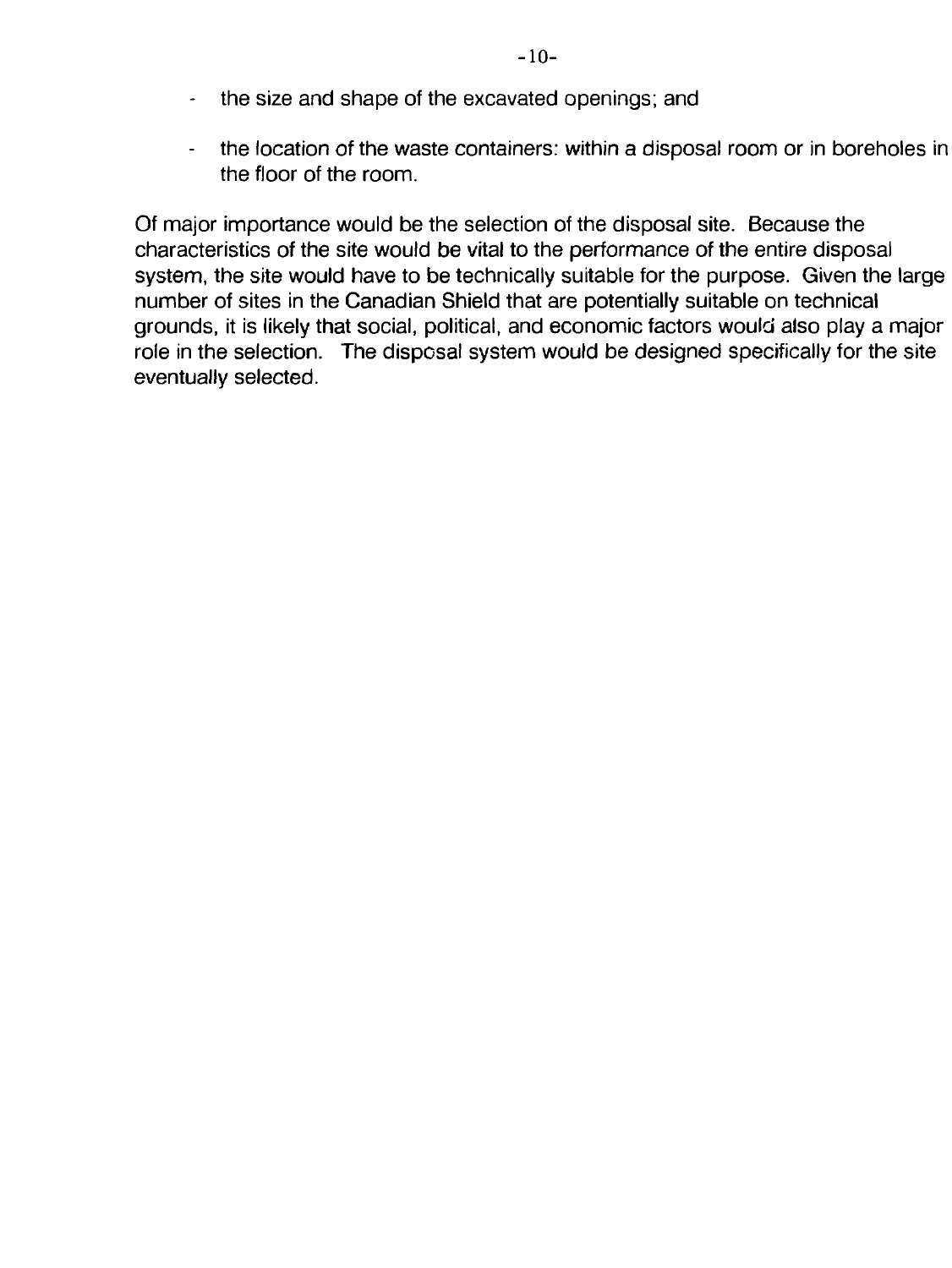- the size and shape of the excavated openings; and
- the location of the waste containers: within a disposal room or in boreholes in the floor of the room.

Of major importance would be the selection of the disposal site. Because the characteristics of the site would be vital to the performance of the entire disposal system, the site would have to be technically suitable for the purpose. Given the large number of sites in the Canadian Shield that are potentially suitable on technical grounds, it is likely that social, political, and economic factors would also play a major role in the selection. The disposal system would be designed specifically for the site eventually selected.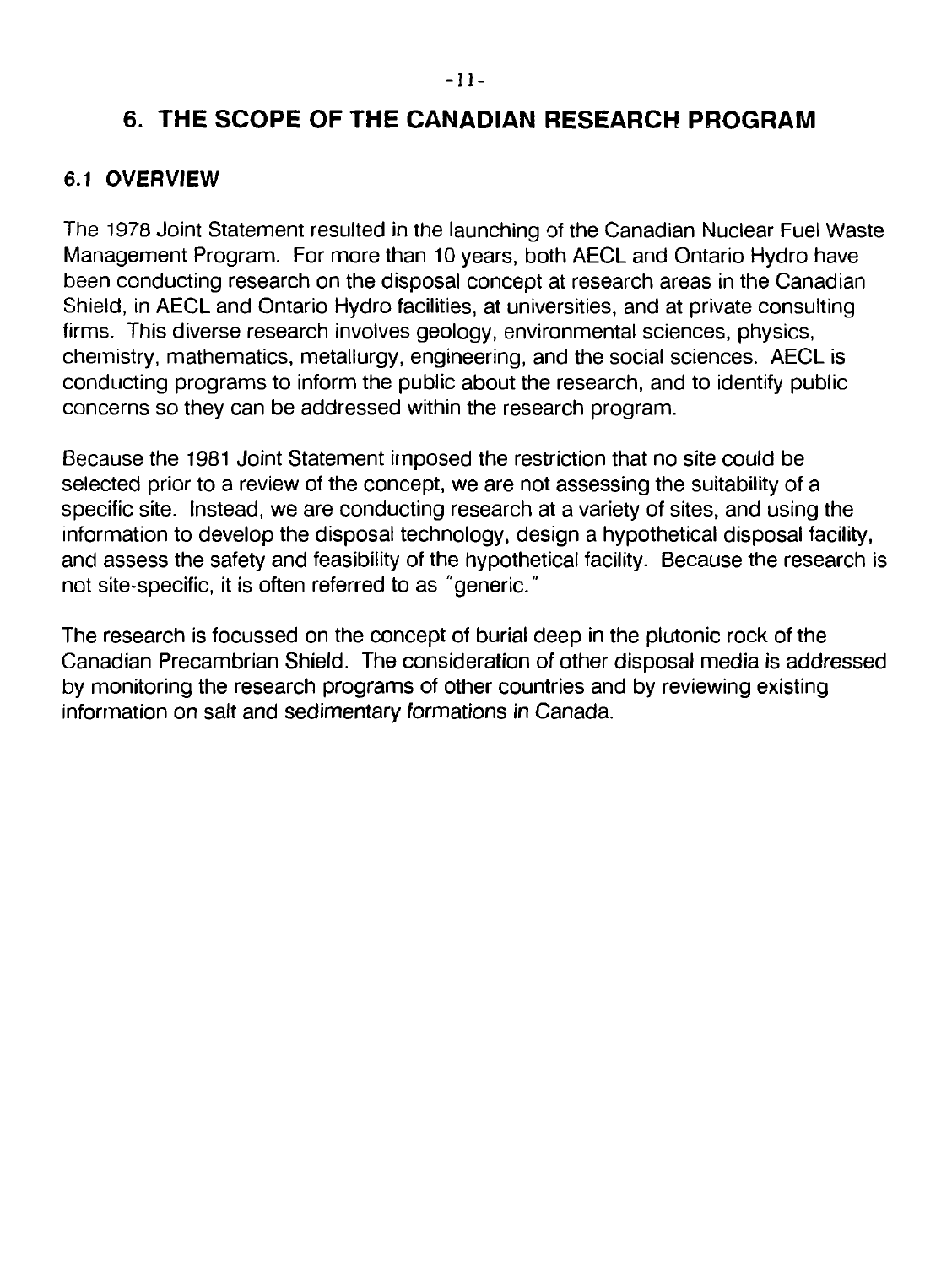# 6. THE SCOPE OF THE CANADIAN RESEARCH PROGRAM

## 6.1 OVERVIEW

The 1978 Joint Statement resulted in the launching of the Canadian Nuclear Fuel Waste Management Program. For more than 10 years, both AECL and Ontario Hydro have been conducting research on the disposal concept at research areas in the Canadian Shield, in AECL and Ontario Hydro facilities, at universities, and at private consulting firms. This diverse research involves geology, environmental sciences, physics, chemistry, mathematics, metallurgy, engineering, and the social sciences. AECL is conducting programs to inform the public about the research, and to identify public concerns so they can be addressed within the research program.

Because the 1981 Joint Statement imposed the restriction that no site could be selected prior to a review of the concept, we are not assessing the suitability of a specific site. Instead, we are conducting research at a variety of sites, and using the information to develop the disposal technology, design a hypothetical disposal facility, and assess the safety and feasibility of the hypothetical facility. Because the research is not site-specific, it is often referred to as "generic."

The research is focussed on the concept of burial deep in the plutonic rock of the Canadian Precambrian Shield. The consideration of other disposal media is addressed by monitoring the research programs of other countries and by reviewing existing information on salt and sedimentary formations in Canada.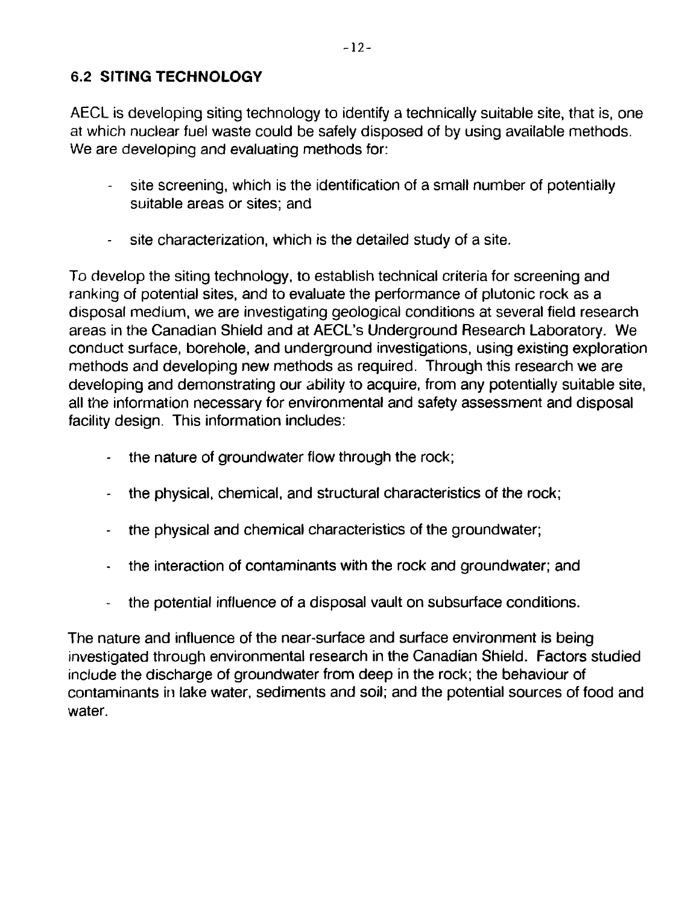## 6.2 SITING TECHNOLOGY

AECL is developing siting technology to identify a technically suitable site, that is, one at which nuclear fuel waste could be safely disposed of by using available methods. We are developing and evaluating methods for:

- site screening, which is the identification of a small number of potentially suitable areas or sites; and
- site characterization, which is the detailed study of a site.

To develop the siting technology, to establish technical criteria for screening and ranking of potential sites, and to evaluate the performance of plutonic rock as a disposal medium, we are investigating geological conditions at several field research areas in the Canadian Shield and at AECL's Underground Research Laboratory. We conduct surface, borehole, and underground investigations, using existing exploration methods and developing new methods as required. Through this research we are developing and demonstrating our ability to acquire, from any potentially suitable site, all the information necessary for environmental and safety assessment and disposal facility design. This information includes:

- the nature of groundwater flow through the rock;
- the physical, chemical, and structural characteristics of the rock;
- the physical and chemical characteristics of the groundwater;
- the interaction of contaminants with the rock and groundwater; and
- the potential influence of a disposal vault on subsurface conditions.

The nature and influence of the near-surface and surface environment is being investigated through environmental research in the Canadian Shield. Factors studied include the discharge of groundwater from deep in the rock; the behaviour of contaminants in lake water, sediments and soil; and the potential sources of food and water.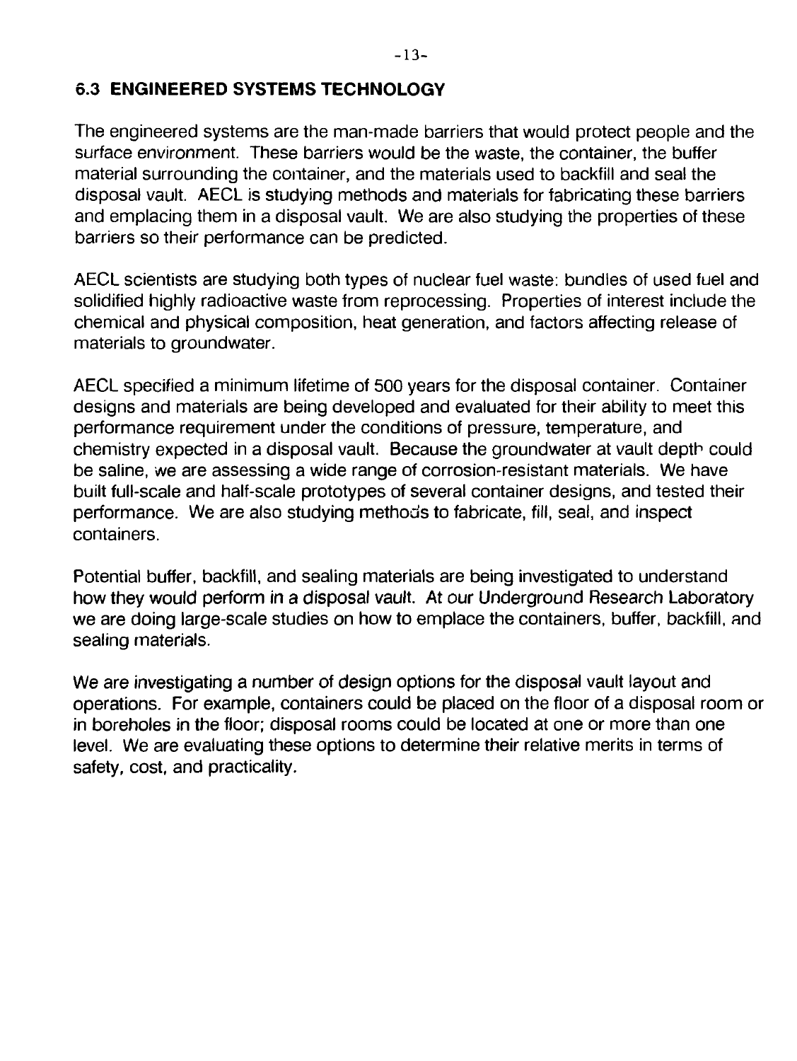## 6.3 ENGINEERED SYSTEMS TECHNOLOGY

The engineered systems are the man-made barriers that would protect people and the surface environment. These barriers would be the waste, the container, the buffer material surrounding the container, and the materials used to backfill and seal the disposal vault. AECL is studying methods and materials for fabricating these barriers and emplacing them in a disposal vault. We are also studying the properties of these barriers so their performance can be predicted.

AECL scientists are studying both types of nuclear fuel waste: bundles of used fuel and solidified highly radioactive waste from reprocessing. Properties of interest include the chemical and physical composition, heat generation, and factors affecting release of materials to groundwater.

AECL specified a minimum lifetime of 500 years for the disposal container. Container designs and materials are being developed and evaluated for their ability to meet this performance requirement under the conditions of pressure, temperature, and chemistry expected in a disposal vault. Because the groundwater at vault depth could be saline, we are assessing a wide range of corrosion-resistant materials. We have built full-scale and half-scale prototypes of several container designs, and tested their performance. We are also studying methods to fabricate, fill, seal, and inspect containers.

Potential buffer, backfill, and sealing materials are being investigated to understand how they would perform in a disposal vault. At our Underground Research Laboratory we are doing large-scale studies on how to emplace the containers, buffer, backfill, and sealing materials.

We are investigating a number of design options for the disposal vault layout and operations. For example, containers could be placed on the floor of a disposal room or in boreholes in the floor; disposal rooms could be located at one or more than one level. We are evaluating these options to determine their relative merits in terms of safety, cost, and practicality.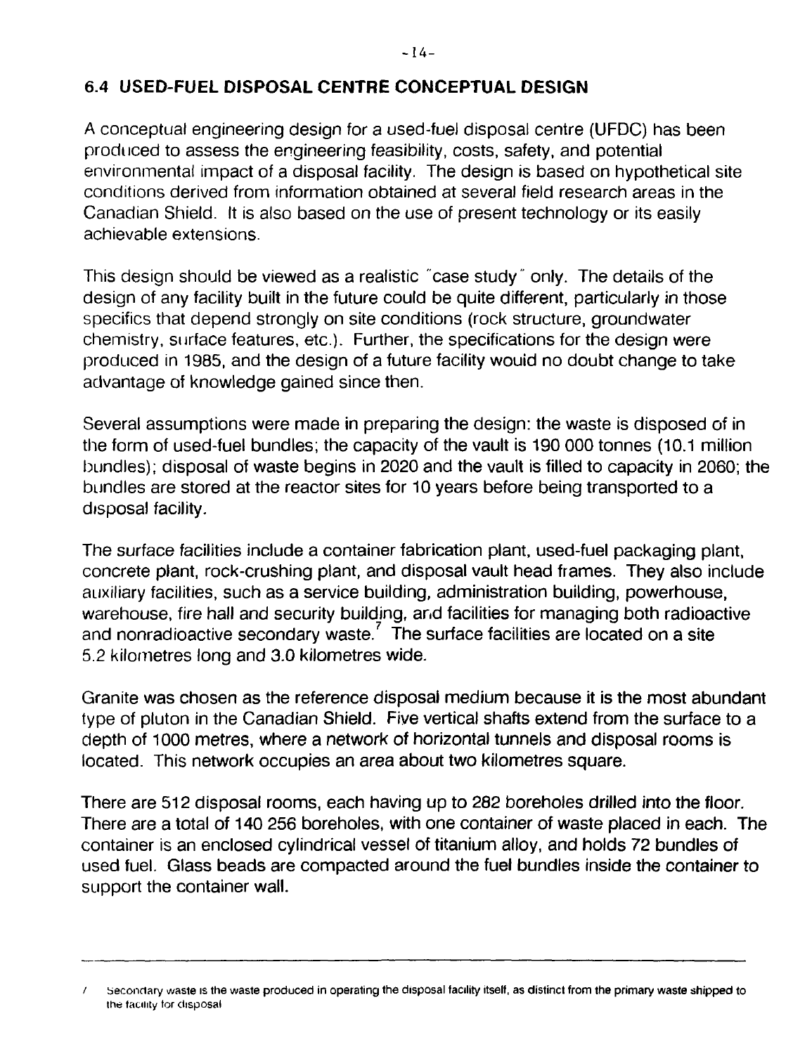## 6.4 USED-FUEL DISPOSAL CENTRE CONCEPTUAL DESIGN

A conceptual engineering design for a used-fuel disposal centre (UFDC) has been produced to assess the engineering feasibility, costs, safety, and potential environmental impact of a disposal facility. The design is based on hypothetical site conditions derived from information obtained at several field research areas in the Canadian Shield. It is also based on the use of present technology or its easily achievable extensions.

This design should be viewed as a realistic "case study" only. The details of the design of any facility built in the future could be quite different, particularly in those specifics that depend strongly on site conditions (rock structure, groundwater chemistry, surface features, etc.). Further, the specifications for the design were produced in 1985, and the design of a future facility would no doubt change to take advantage of knowledge gained since then.

Several assumptions were made in preparing the design: the waste is disposed of in the form of used-fuel bundles; the capacity of the vault is 190 000 tonnes (10.1 million bundles); disposal of waste begins in 2020 and the vault is filled to capacity in 2060; the bundles are stored at the reactor sites for 10 years before being transported to a disposal facility.

The surface facilities include a container fabrication plant, used-fuel packaging plant, concrete plant, rock-crushing plant, and disposal vault head frames. They also include auxiliary facilities, such as a service building, administration building, powerhouse, warehouse, fire hall and security building, and facilities for managing both radioactive and nonradioactive secondary waste.[7] The surface facilities are located on a site 5.2 kilometres long and 3.0 kilometres wide.

Granite was chosen as the reference disposal medium because it is the most abundant type of pluton in the Canadian Shield. Five vertical shafts extend from the surface to a depth of 1000 metres, where a network of horizontal tunnels and disposal rooms is located. This network occupies an area about two kilometres square.

There are 512 disposal rooms, each having up to 282 boreholes drilled into the floor. There are a total of 140 256 boreholes, with one container of waste placed in each. The container is an enclosed cylindrical vessel of titanium alloy, and holds 72 bundles of used fuel. Glass beads are compacted around the fuel bundles inside the container to support the container wall.

---

7 Secondary waste is the waste produced in operating the disposal facility itself, as distinct from the primary waste shipped to the facility for disposal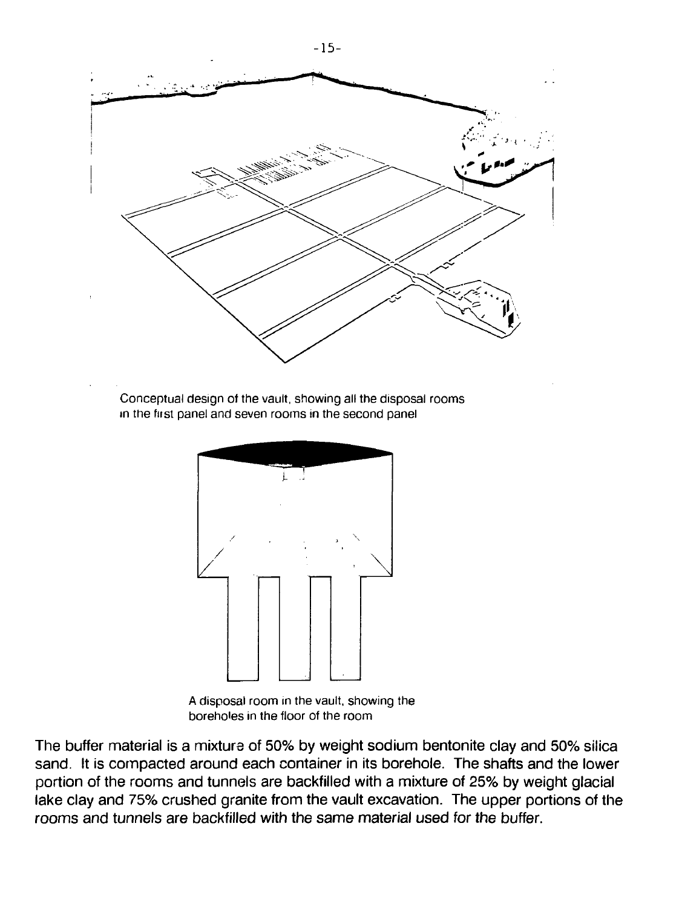Conceptual design of the vault, showing all the disposal rooms in the first panel and seven rooms in the second panel

A disposal room in the vault, showing the boreholes in the floor of the room

The buffer material is a mixture of 50% by weight sodium bentonite clay and 50% silica sand. It is compacted around each container in its borehole. The shafts and the lower portion of the rooms and tunnels are backfilled with a mixture of 25% by weight glacial lake clay and 75% crushed granite from the vault excavation. The upper portions of the rooms and tunnels are backfilled with the same material used for the buffer.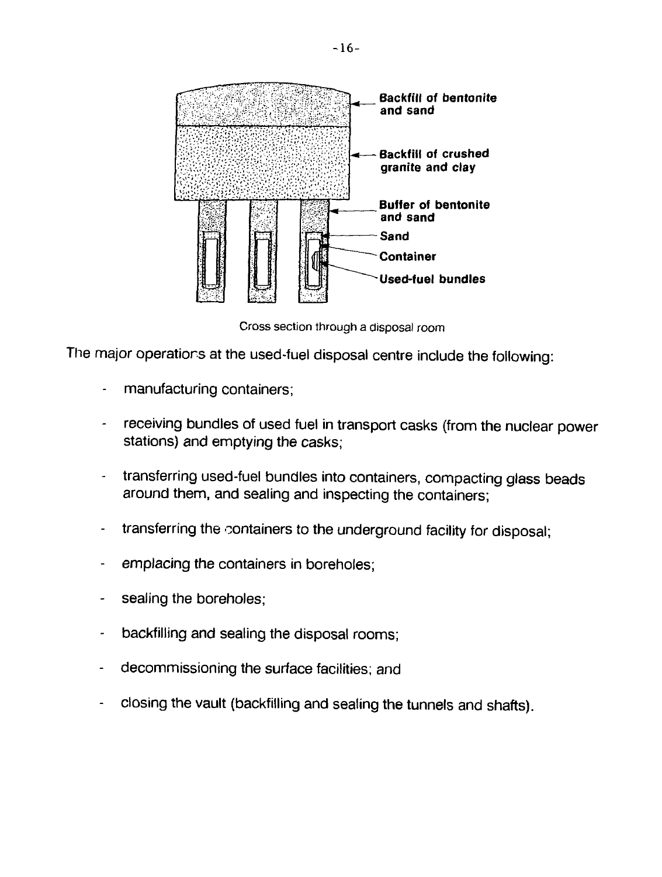Backfill of bentonite and sand

Backfill of crushed granite and clay

Buffer of bentonite and sand

Sand

Container

Used-fuel bundles

Cross section through a disposal room

The major operations at the used-fuel disposal centre include the following:

- manufacturing containers;
- receiving bundles of used fuel in transport casks (from the nuclear power stations) and emptying the casks;
- transferring used-fuel bundles into containers, compacting glass beads around them, and sealing and inspecting the containers;
- transferring the containers to the underground facility for disposal;
- emplacing the containers in boreholes;
- sealing the boreholes;
- backfilling and sealing the disposal rooms;
- decommissioning the surface facilities; and
- closing the vault (backfilling and sealing the tunnels and shafts).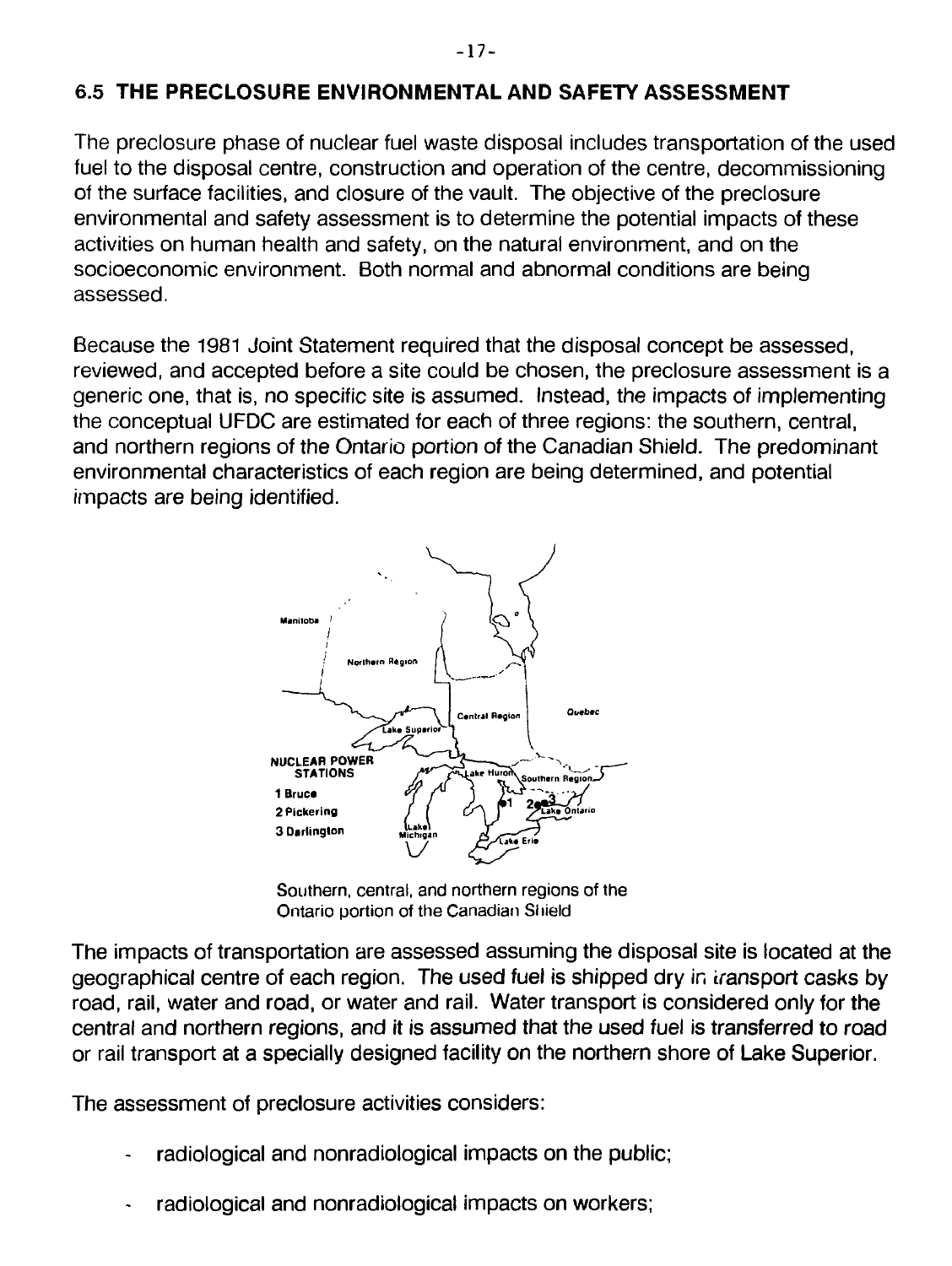## 6.5 THE PRECLOSURE ENVIRONMENTAL AND SAFETY ASSESSMENT

The preclosure phase of nuclear fuel waste disposal includes transportation of the used fuel to the disposal centre, construction and operation of the centre, decommissioning of the surface facilities, and closure of the vault. The objective of the preclosure environmental and safety assessment is to determine the potential impacts of these activities on human health and safety, on the natural environment, and on the socioeconomic environment. Both normal and abnormal conditions are being assessed.

Because the 1981 Joint Statement required that the disposal concept be assessed, reviewed, and accepted before a site could be chosen, the preclosure assessment is a generic one, that is, no specific site is assumed. Instead, the impacts of implementing the conceptual UFDC are estimated for each of three regions: the southern, central, and northern regions of the Ontario portion of the Canadian Shield. The predominant environmental characteristics of each region are being determined, and potential impacts are being identified.

Manitoba

Northern Region

Central Region

Quebec

Lake Superior

NUCLEAR POWER STATIONS

1 Bruce

2 Pickering

3 Darlington

Lake Huron

Southern Region

Lake Ontario

Lake Michigan

Lake Erie

Southern, central, and northern regions of the Ontario portion of the Canadian Shield

The impacts of transportation are assessed assuming the disposal site is located at the geographical centre of each region. The used fuel is shipped dry in transport casks by road, rail, water and road, or water and rail. Water transport is considered only for the central and northern regions, and it is assumed that the used fuel is transferred to road or rail transport at a specially designed facility on the northern shore of Lake Superior.

The assessment of preclosure activities considers:

- radiological and nonradiological impacts on the public;
- radiological and nonradiological impacts on workers;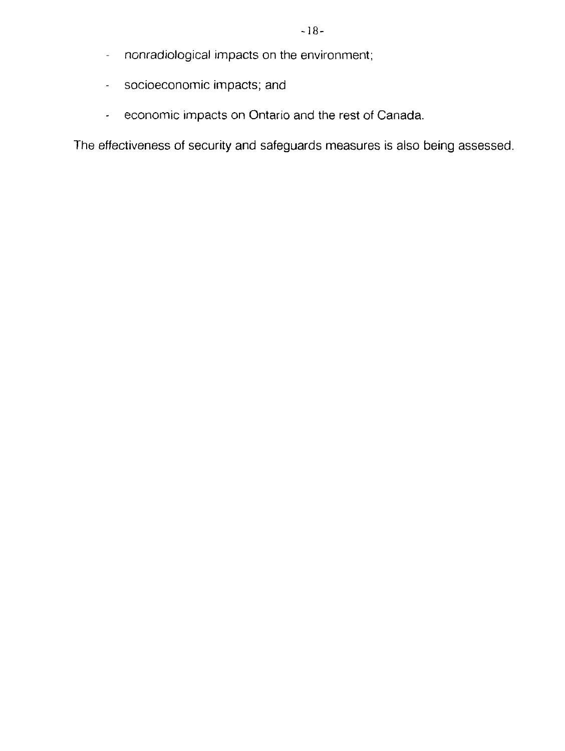- nonradiological impacts on the environment;
- socioeconomic impacts; and
- economic impacts on Ontario and the rest of Canada.

The effectiveness of security and safeguards measures is also being assessed.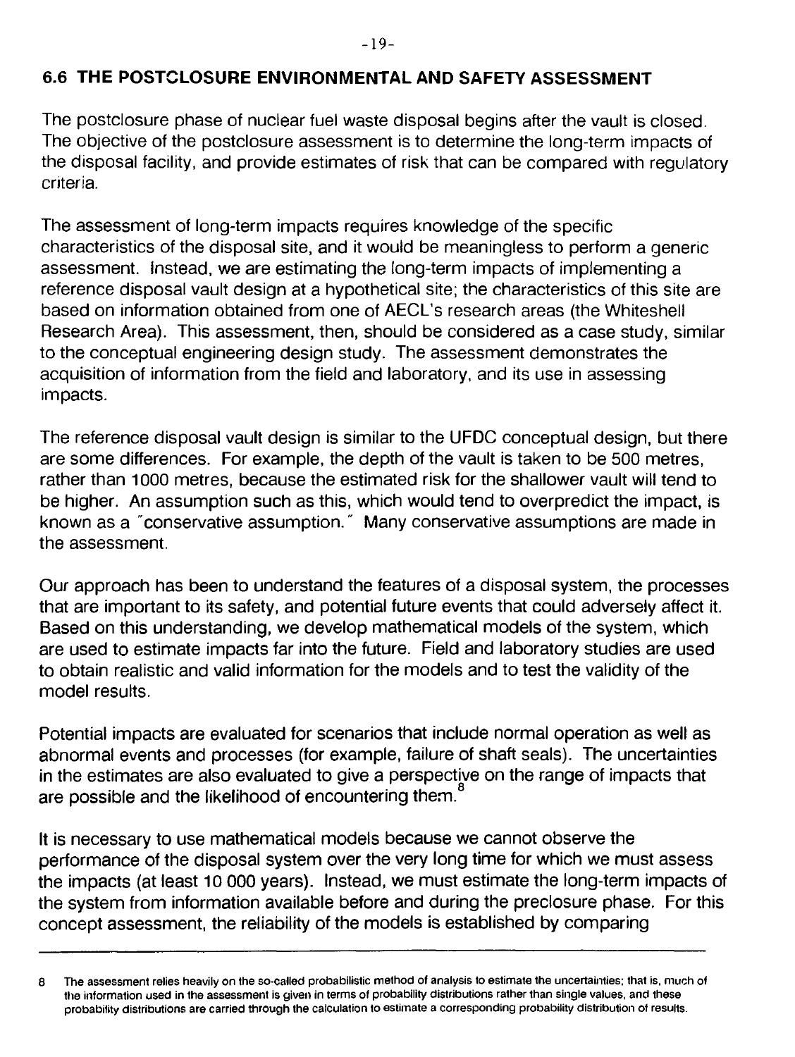## 6.6 THE POSTCLOSURE ENVIRONMENTAL AND SAFETY ASSESSMENT

The postclosure phase of nuclear fuel waste disposal begins after the vault is closed. The objective of the postclosure assessment is to determine the long-term impacts of the disposal facility, and provide estimates of risk that can be compared with regulatory criteria.

The assessment of long-term impacts requires knowledge of the specific characteristics of the disposal site, and it would be meaningless to perform a generic assessment. Instead, we are estimating the long-term impacts of implementing a reference disposal vault design at a hypothetical site; the characteristics of this site are based on information obtained from one of AECL's research areas (the Whiteshell Research Area). This assessment, then, should be considered as a case study, similar to the conceptual engineering design study. The assessment demonstrates the acquisition of information from the field and laboratory, and its use in assessing impacts.

The reference disposal vault design is similar to the UFDC conceptual design, but there are some differences. For example, the depth of the vault is taken to be 500 metres, rather than 1000 metres, because the estimated risk for the shallower vault will tend to be higher. An assumption such as this, which would tend to overpredict the impact, is known as a "conservative assumption." Many conservative assumptions are made in the assessment.

Our approach has been to understand the features of a disposal system, the processes that are important to its safety, and potential future events that could adversely affect it. Based on this understanding, we develop mathematical models of the system, which are used to estimate impacts far into the future. Field and laboratory studies are used to obtain realistic and valid information for the models and to test the validity of the model results.

Potential impacts are evaluated for scenarios that include normal operation as well as abnormal events and processes (for example, failure of shaft seals). The uncertainties in the estimates are also evaluated to give a perspective on the range of impacts that are possible and the likelihood of encountering them.[8]

It is necessary to use mathematical models because we cannot observe the performance of the disposal system over the very long time for which we must assess the impacts (at least 10 000 years). Instead, we must estimate the long-term impacts of the system from information available before and during the preclosure phase. For this concept assessment, the reliability of the models is established by comparing

---

8 The assessment relies heavily on the so-called probabilistic method of analysis to estimate the uncertainties; that is, much of the information used in the assessment is given in terms of probability distributions rather than single values, and these probability distributions are carried through the calculation to estimate a corresponding probability distribution of results.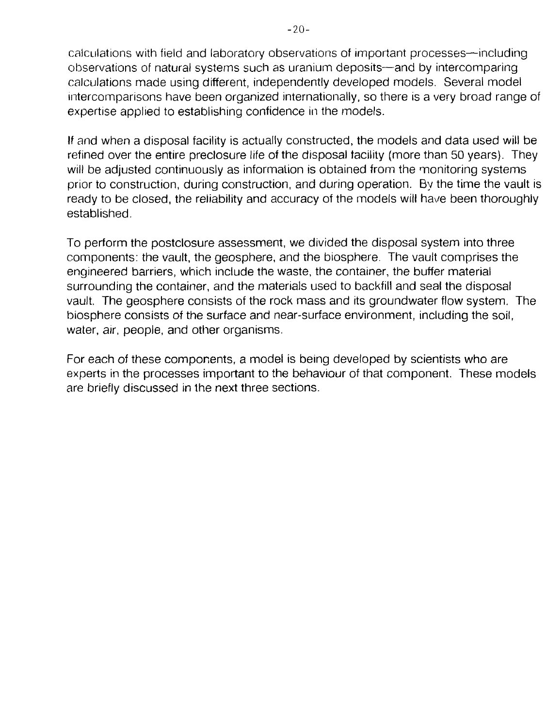calculations with field and laboratory observations of important processes—including observations of natural systems such as uranium deposits—and by intercomparing calculations made using different, independently developed models. Several model intercomparisons have been organized internationally, so there is a very broad range of expertise applied to establishing confidence in the models.

If and when a disposal facility is actually constructed, the models and data used will be refined over the entire preclosure life of the disposal facility (more than 50 years). They will be adjusted continuously as information is obtained from the monitoring systems prior to construction, during construction, and during operation. By the time the vault is ready to be closed, the reliability and accuracy of the models will have been thoroughly established.

To perform the postclosure assessment, we divided the disposal system into three components: the vault, the geosphere, and the biosphere. The vault comprises the engineered barriers, which include the waste, the container, the buffer material surrounding the container, and the materials used to backfill and seal the disposal vault. The geosphere consists of the rock mass and its groundwater flow system. The biosphere consists of the surface and near-surface environment, including the soil, water, air, people, and other organisms.

For each of these components, a model is being developed by scientists who are experts in the processes important to the behaviour of that component. These models are briefly discussed in the next three sections.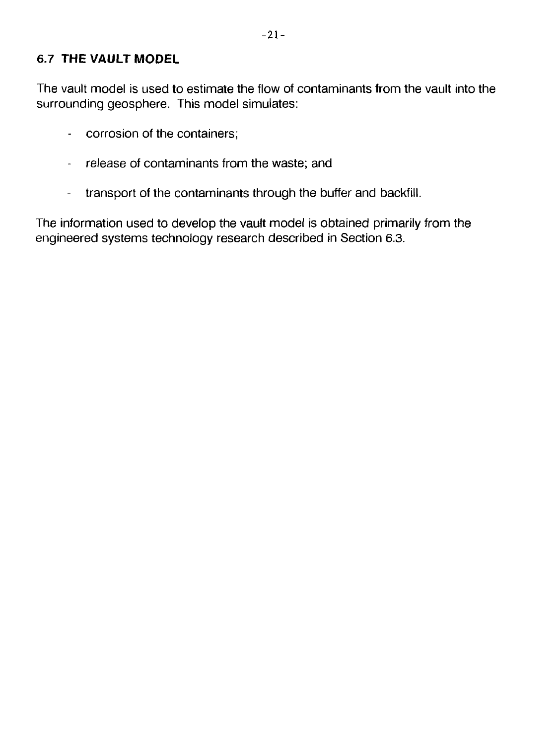## 6.7 THE VAULT MODEL

The vault model is used to estimate the flow of contaminants from the vault into the surrounding geosphere. This model simulates:

- corrosion of the containers;
- release of contaminants from the waste; and
- transport of the contaminants through the buffer and backfill.

The information used to develop the vault model is obtained primarily from the engineered systems technology research described in Section 6.3.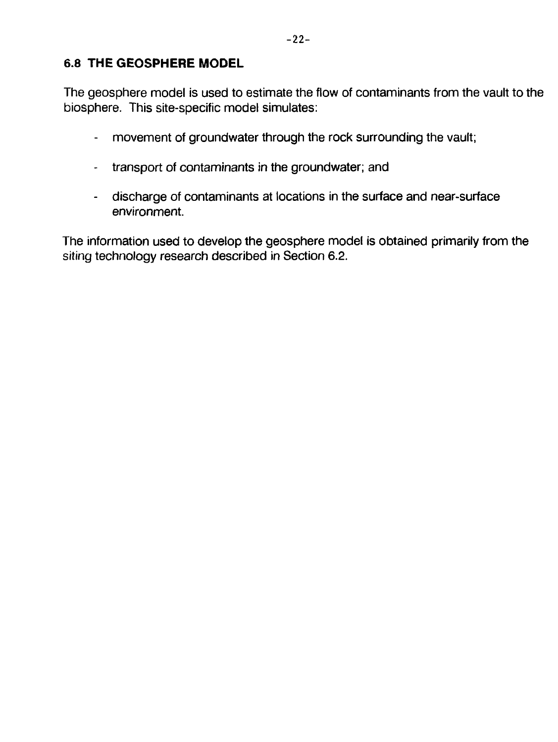## 6.8 THE GEOSPHERE MODEL

The geosphere model is used to estimate the flow of contaminants from the vault to the biosphere. This site-specific model simulates:

- movement of groundwater through the rock surrounding the vault;
- transport of contaminants in the groundwater; and
- discharge of contaminants at locations in the surface and near-surface environment.

The information used to develop the geosphere model is obtained primarily from the siting technology research described in Section 6.2.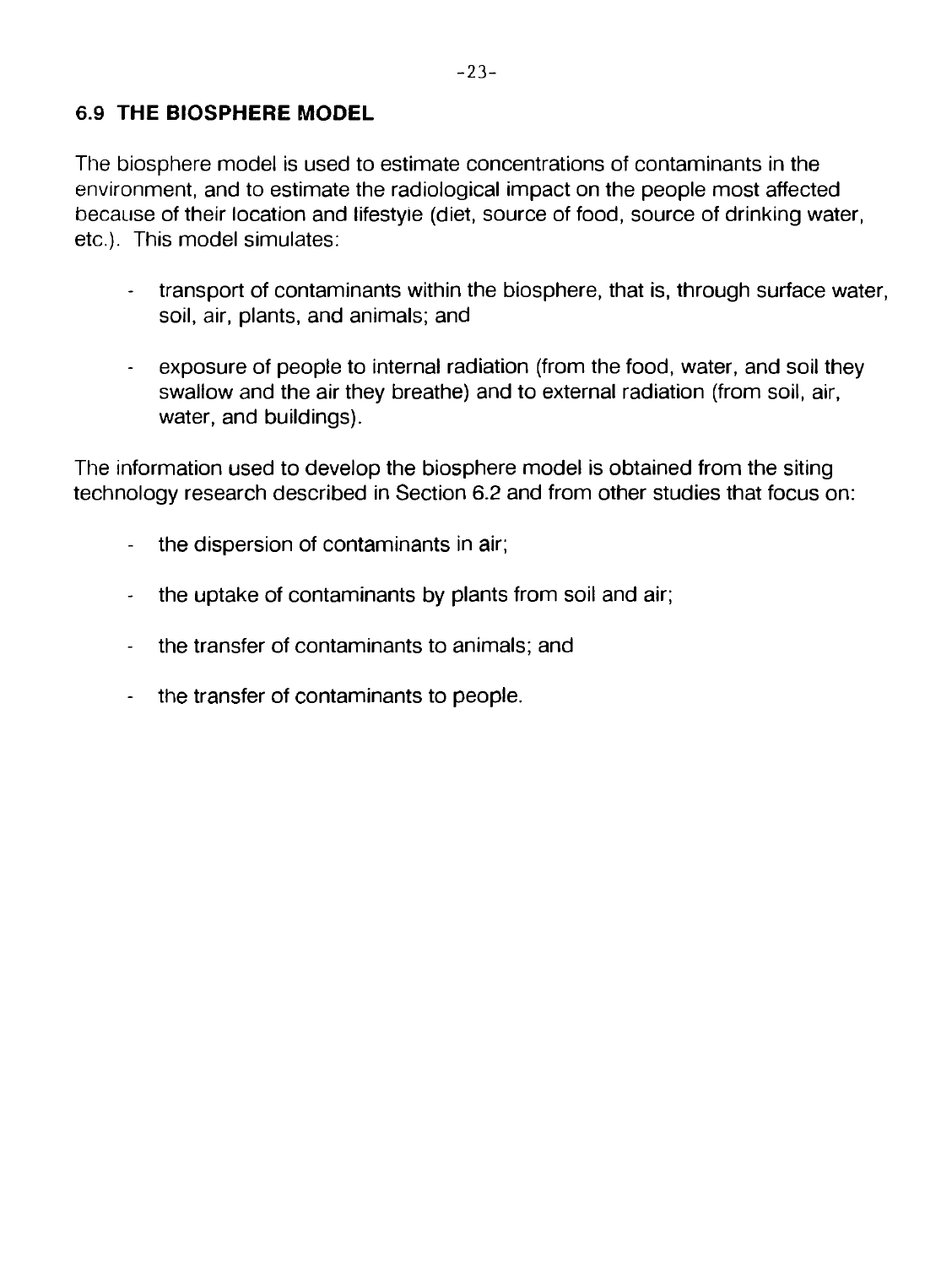## 6.9 THE BIOSPHERE MODEL

The biosphere model is used to estimate concentrations of contaminants in the environment, and to estimate the radiological impact on the people most affected because of their location and lifestyle (diet, source of food, source of drinking water, etc.). This model simulates:

- transport of contaminants within the biosphere, that is, through surface water, soil, air, plants, and animals; and
- exposure of people to internal radiation (from the food, water, and soil they swallow and the air they breathe) and to external radiation (from soil, air, water, and buildings).

The information used to develop the biosphere model is obtained from the siting technology research described in Section 6.2 and from other studies that focus on:

- the dispersion of contaminants in air;
- the uptake of contaminants by plants from soil and air;
- the transfer of contaminants to animals; and
- the transfer of contaminants to people.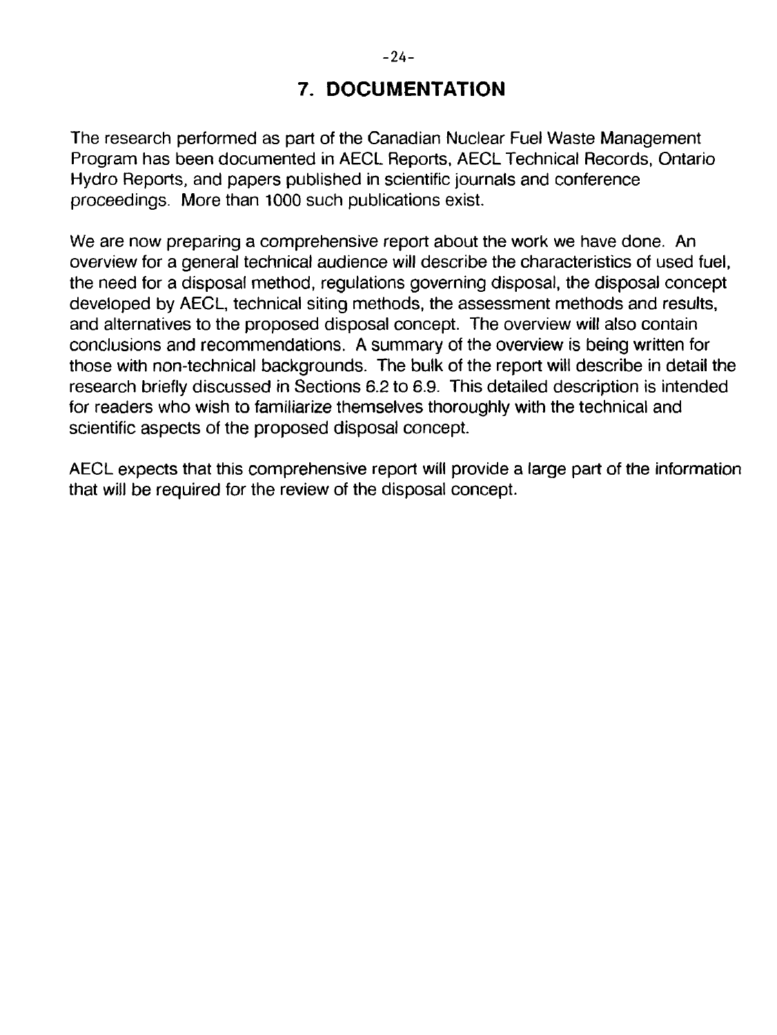# 7. DOCUMENTATION

The research performed as part of the Canadian Nuclear Fuel Waste Management Program has been documented in AECL Reports, AECL Technical Records, Ontario Hydro Reports, and papers published in scientific journals and conference proceedings. More than 1000 such publications exist.

We are now preparing a comprehensive report about the work we have done. An overview for a general technical audience will describe the characteristics of used fuel, the need for a disposal method, regulations governing disposal, the disposal concept developed by AECL, technical siting methods, the assessment methods and results, and alternatives to the proposed disposal concept. The overview will also contain conclusions and recommendations. A summary of the overview is being written for those with non-technical backgrounds. The bulk of the report will describe in detail the research briefly discussed in Sections 6.2 to 6.9. This detailed description is intended for readers who wish to familiarize themselves thoroughly with the technical and scientific aspects of the proposed disposal concept.

AECL expects that this comprehensive report will provide a large part of the information that will be required for the review of the disposal concept.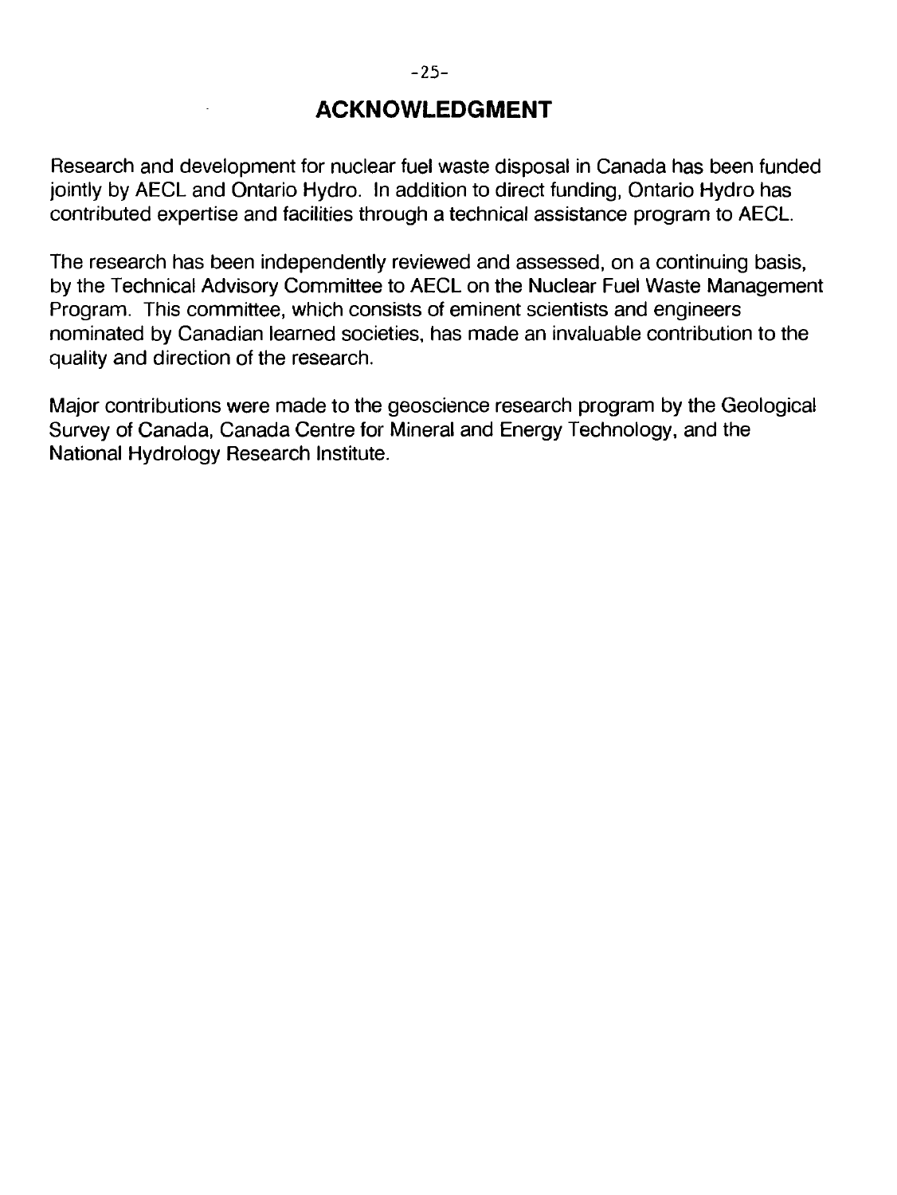# ACKNOWLEDGMENT

Research and development for nuclear fuel waste disposal in Canada has been funded jointly by AECL and Ontario Hydro. In addition to direct funding, Ontario Hydro has contributed expertise and facilities through a technical assistance program to AECL.

The research has been independently reviewed and assessed, on a continuing basis, by the Technical Advisory Committee to AECL on the Nuclear Fuel Waste Management Program. This committee, which consists of eminent scientists and engineers nominated by Canadian learned societies, has made an invaluable contribution to the quality and direction of the research.

Major contributions were made to the geoscience research program by the Geological Survey of Canada, Canada Centre for Mineral and Energy Technology, and the National Hydrology Research Institute.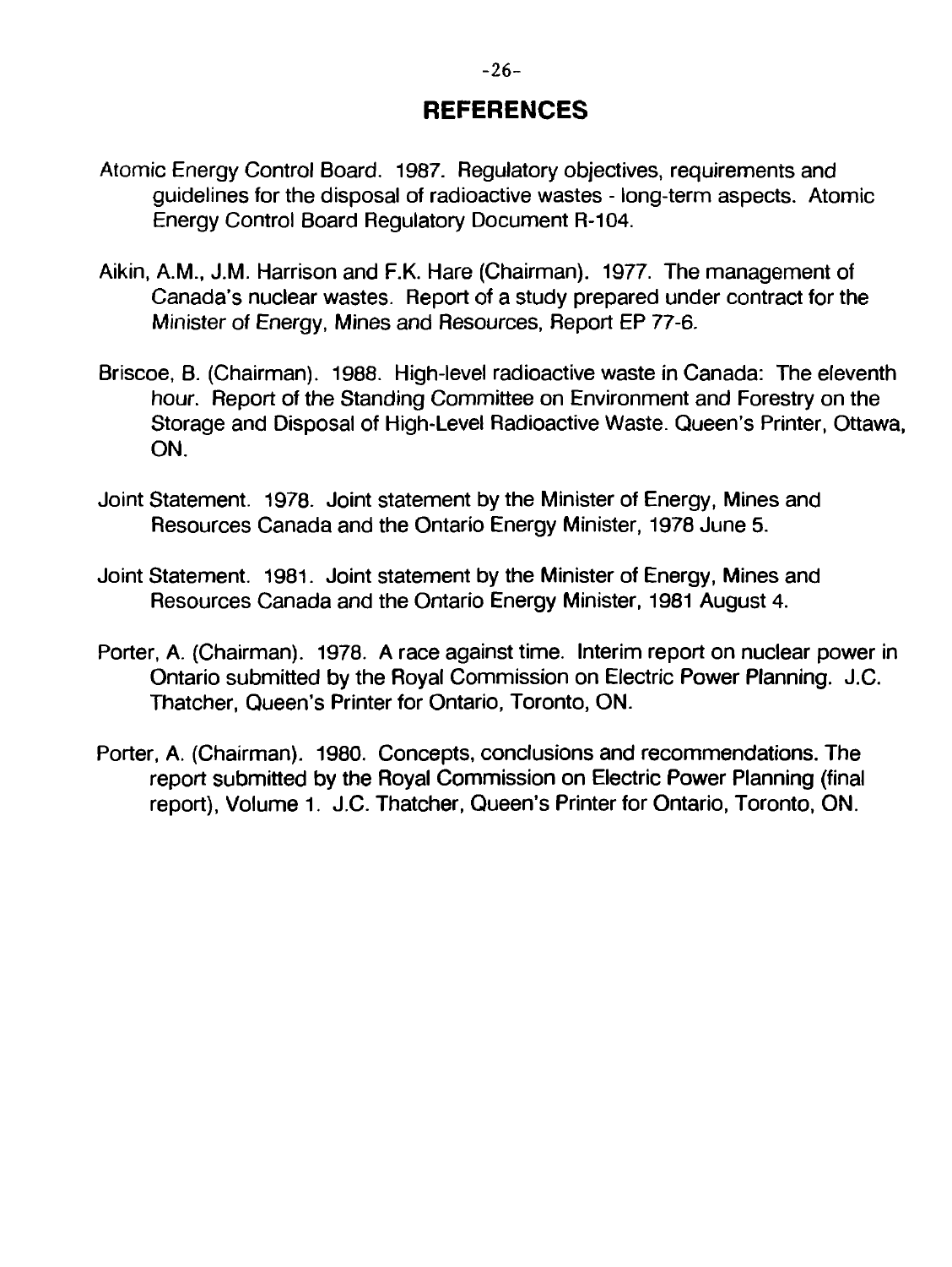# REFERENCES

Atomic Energy Control Board. 1987. Regulatory objectives, requirements and guidelines for the disposal of radioactive wastes - long-term aspects. Atomic Energy Control Board Regulatory Document R-104.

Aikin, A.M., J.M. Harrison and F.K. Hare (Chairman). 1977. The management of Canada's nuclear wastes. Report of a study prepared under contract for the Minister of Energy, Mines and Resources, Report EP 77-6.

Briscoe, B. (Chairman). 1988. High-level radioactive waste in Canada: The eleventh hour. Report of the Standing Committee on Environment and Forestry on the Storage and Disposal of High-Level Radioactive Waste. Queen's Printer, Ottawa, ON.

Joint Statement. 1978. Joint statement by the Minister of Energy, Mines and Resources Canada and the Ontario Energy Minister, 1978 June 5.

Joint Statement. 1981. Joint statement by the Minister of Energy, Mines and Resources Canada and the Ontario Energy Minister, 1981 August 4.

Porter, A. (Chairman). 1978. A race against time. Interim report on nuclear power in Ontario submitted by the Royal Commission on Electric Power Planning. J.C. Thatcher, Queen's Printer for Ontario, Toronto, ON.

Porter, A. (Chairman). 1980. Concepts, conclusions and recommendations. The report submitted by the Royal Commission on Electric Power Planning (final report), Volume 1. J.C. Thatcher, Queen's Printer for Ontario, Toronto, ON.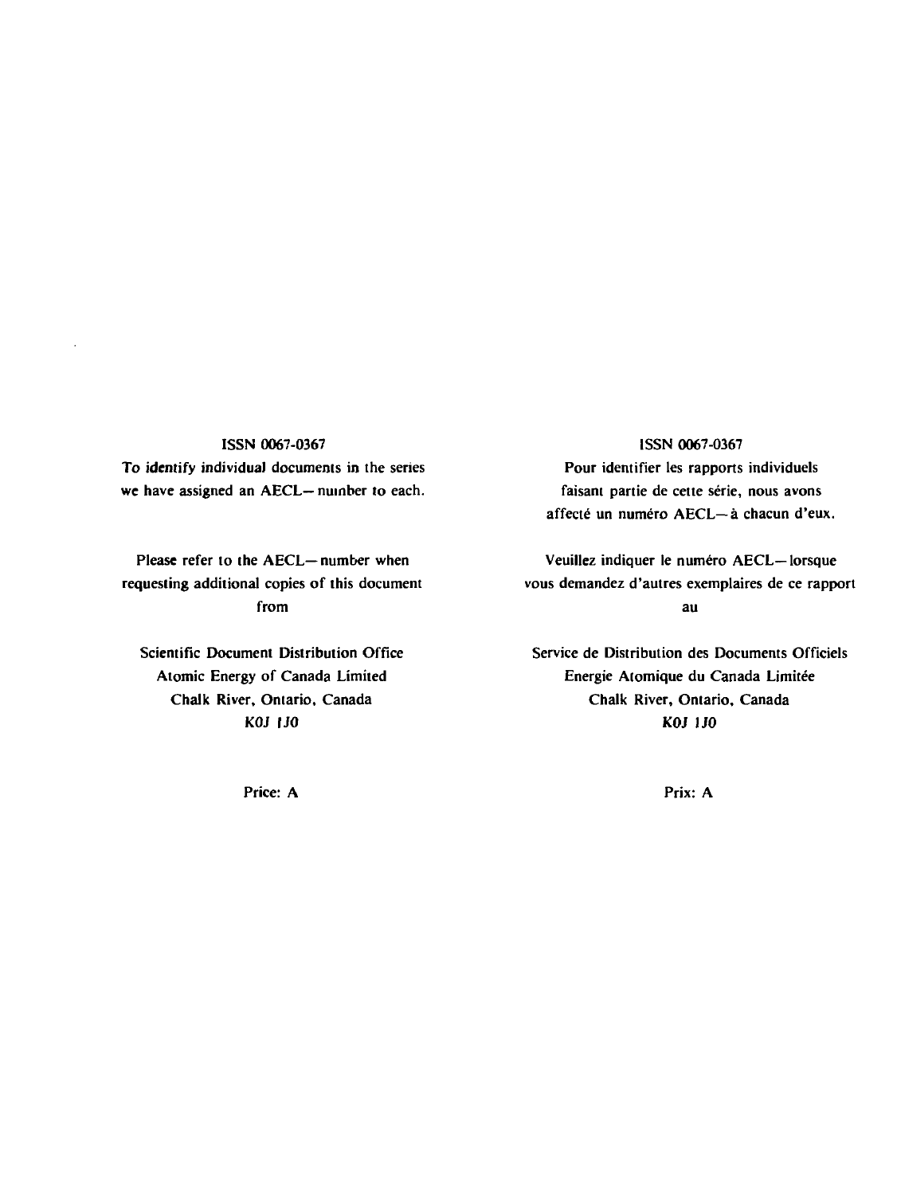ISSN 0067-0367

To identify individual documents in the series we have assigned an AECL— number to each.

Please refer to the AECL— number when requesting additional copies of this document from

Scientific Document Distribution Office
Atomic Energy of Canada Limited
Chalk River, Ontario, Canada
K0J 1J0

Price: A

ISSN 0067-0367

Pour identifier les rapports individuels faisant partie de cette série, nous avons affecté un numéro AECL— à chacun d'eux.

Veuillez indiquer le numéro AECL— lorsque vous demandez d'autres exemplaires de ce rapport au

Service de Distribution des Documents Officiels
Energie Atomique du Canada Limitée
Chalk River, Ontario, Canada
K0J 1J0

Prix: A